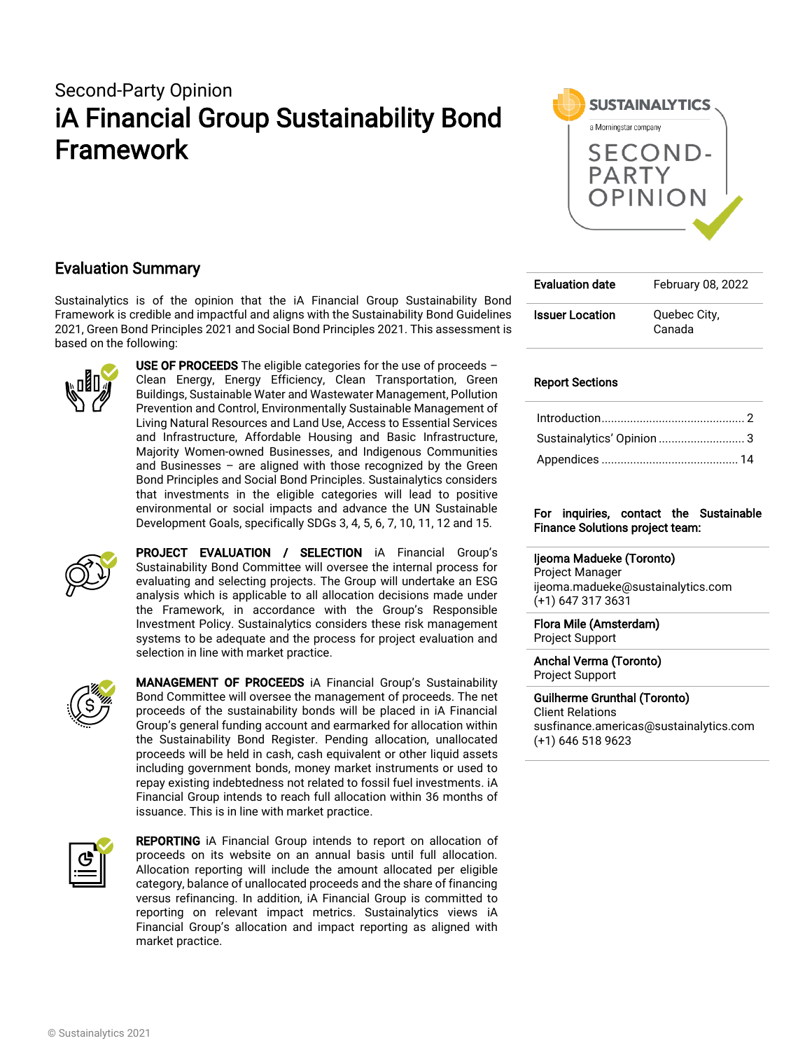Second-Party Opinion

# iA Financial Group Sustainability Bond Framework

SUSTAINALYTICS
a Morningstar company

SECOND-PARTY OPINION

## Evaluation Summary

Sustainalytics is of the opinion that the iA Financial Group Sustainability Bond Framework is credible and impactful and aligns with the Sustainability Bond Guidelines 2021, Green Bond Principles 2021 and Social Bond Principles 2021. This assessment is based on the following:

**USE OF PROCEEDS** The eligible categories for the use of proceeds – Clean Energy, Energy Efficiency, Clean Transportation, Green Buildings, Sustainable Water and Wastewater Management, Pollution Prevention and Control, Environmentally Sustainable Management of Living Natural Resources and Land Use, Access to Essential Services and Infrastructure, Affordable Housing and Basic Infrastructure, Majority Women-owned Businesses, and Indigenous Communities and Businesses – are aligned with those recognized by the Green Bond Principles and Social Bond Principles. Sustainalytics considers that investments in the eligible categories will lead to positive environmental or social impacts and advance the UN Sustainable Development Goals, specifically SDGs 3, 4, 5, 6, 7, 10, 11, 12 and 15.

**PROJECT EVALUATION / SELECTION** iA Financial Group's Sustainability Bond Committee will oversee the internal process for evaluating and selecting projects. The Group will undertake an ESG analysis which is applicable to all allocation decisions made under the Framework, in accordance with the Group's Responsible Investment Policy. Sustainalytics considers these risk management systems to be adequate and the process for project evaluation and selection in line with market practice.

**MANAGEMENT OF PROCEEDS** iA Financial Group's Sustainability Bond Committee will oversee the management of proceeds. The net proceeds of the sustainability bonds will be placed in iA Financial Group's general funding account and earmarked for allocation within the Sustainability Bond Register. Pending allocation, unallocated proceeds will be held in cash, cash equivalent or other liquid assets including government bonds, money market instruments or used to repay existing indebtedness not related to fossil fuel investments. iA Financial Group intends to reach full allocation within 36 months of issuance. This is in line with market practice.

**REPORTING** iA Financial Group intends to report on allocation of proceeds on its website on an annual basis until full allocation. Allocation reporting will include the amount allocated per eligible category, balance of unallocated proceeds and the share of financing versus refinancing. In addition, iA Financial Group is committed to reporting on relevant impact metrics. Sustainalytics views iA Financial Group's allocation and impact reporting as aligned with market practice.

| | |
|---|---|
| **Evaluation date** | February 08, 2022 |
| **Issuer Location** | Quebec City, Canada |

**Report Sections**

- Introduction ........ 2
- Sustainalytics' Opinion ........ 3
- Appendices ........ 14

**For inquiries, contact the Sustainable Finance Solutions project team:**

**Ijeoma Madueke (Toronto)**
Project Manager
ijeoma.madueke@sustainalytics.com
(+1) 647 317 3631

**Flora Mile (Amsterdam)**
Project Support

**Anchal Verma (Toronto)**
Project Support

**Guilherme Grunthal (Toronto)**
Client Relations
susfinance.americas@sustainalytics.com
(+1) 646 518 9623

© Sustainalytics 2021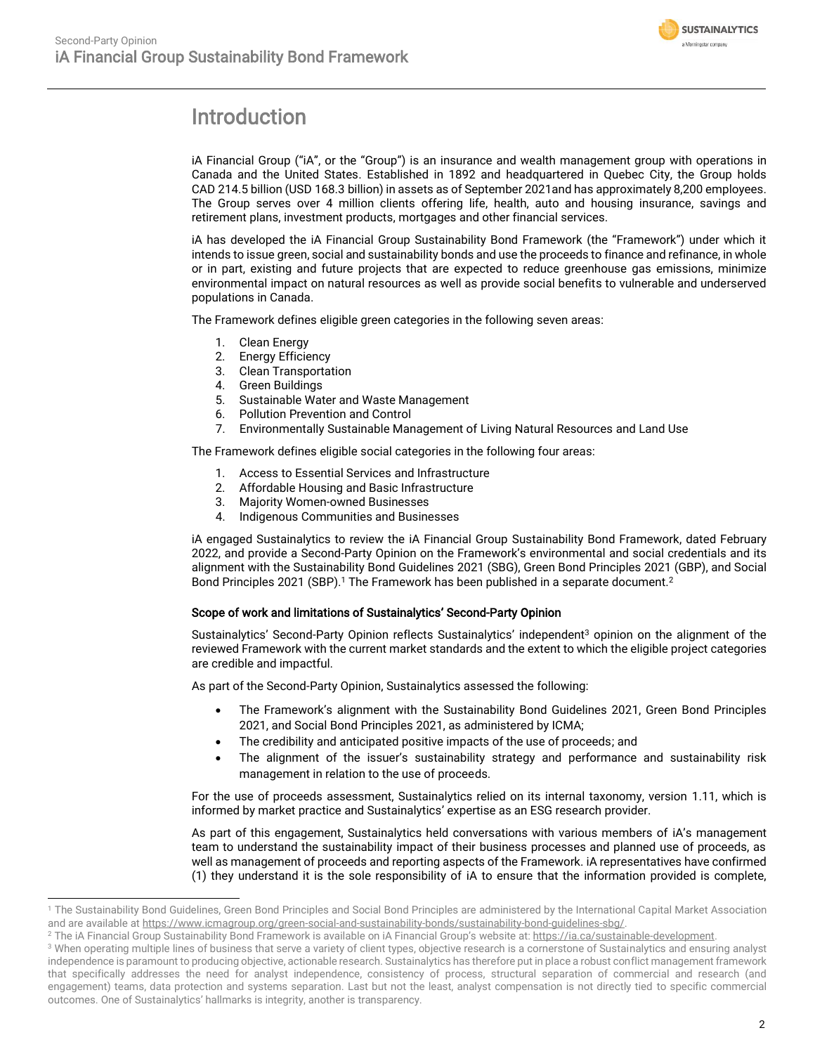# Introduction

iA Financial Group ("iA", or the "Group") is an insurance and wealth management group with operations in Canada and the United States. Established in 1892 and headquartered in Quebec City, the Group holds CAD 214.5 billion (USD 168.3 billion) in assets as of September 2021and has approximately 8,200 employees. The Group serves over 4 million clients offering life, health, auto and housing insurance, savings and retirement plans, investment products, mortgages and other financial services.

iA has developed the iA Financial Group Sustainability Bond Framework (the "Framework") under which it intends to issue green, social and sustainability bonds and use the proceeds to finance and refinance, in whole or in part, existing and future projects that are expected to reduce greenhouse gas emissions, minimize environmental impact on natural resources as well as provide social benefits to vulnerable and underserved populations in Canada.

The Framework defines eligible green categories in the following seven areas:

1. Clean Energy
2. Energy Efficiency
3. Clean Transportation
4. Green Buildings
5. Sustainable Water and Waste Management
6. Pollution Prevention and Control
7. Environmentally Sustainable Management of Living Natural Resources and Land Use

The Framework defines eligible social categories in the following four areas:

1. Access to Essential Services and Infrastructure
2. Affordable Housing and Basic Infrastructure
3. Majority Women-owned Businesses
4. Indigenous Communities and Businesses

iA engaged Sustainalytics to review the iA Financial Group Sustainability Bond Framework, dated February 2022, and provide a Second-Party Opinion on the Framework's environmental and social credentials and its alignment with the Sustainability Bond Guidelines 2021 (SBG), Green Bond Principles 2021 (GBP), and Social Bond Principles 2021 (SBP).[1] The Framework has been published in a separate document.[2]

### Scope of work and limitations of Sustainalytics' Second-Party Opinion

Sustainalytics' Second-Party Opinion reflects Sustainalytics' independent[3] opinion on the alignment of the reviewed Framework with the current market standards and the extent to which the eligible project categories are credible and impactful.

As part of the Second-Party Opinion, Sustainalytics assessed the following:

- The Framework's alignment with the Sustainability Bond Guidelines 2021, Green Bond Principles 2021, and Social Bond Principles 2021, as administered by ICMA;
- The credibility and anticipated positive impacts of the use of proceeds; and
- The alignment of the issuer's sustainability strategy and performance and sustainability risk management in relation to the use of proceeds.

For the use of proceeds assessment, Sustainalytics relied on its internal taxonomy, version 1.11, which is informed by market practice and Sustainalytics' expertise as an ESG research provider.

As part of this engagement, Sustainalytics held conversations with various members of iA's management team to understand the sustainability impact of their business processes and planned use of proceeds, as well as management of proceeds and reporting aspects of the Framework. iA representatives have confirmed (1) they understand it is the sole responsibility of iA to ensure that the information provided is complete,

---

[1] The Sustainability Bond Guidelines, Green Bond Principles and Social Bond Principles are administered by the International Capital Market Association and are available at https://www.icmagroup.org/green-social-and-sustainability-bonds/sustainability-bond-guidelines-sbg/.

[2] The iA Financial Group Sustainability Bond Framework is available on iA Financial Group's website at: https://ia.ca/sustainable-development.

[3] When operating multiple lines of business that serve a variety of client types, objective research is a cornerstone of Sustainalytics and ensuring analyst independence is paramount to producing objective, actionable research. Sustainalytics has therefore put in place a robust conflict management framework that specifically addresses the need for analyst independence, consistency of process, structural separation of commercial and research (and engagement) teams, data protection and systems separation. Last but not the least, analyst compensation is not directly tied to specific commercial outcomes. One of Sustainalytics' hallmarks is integrity, another is transparency.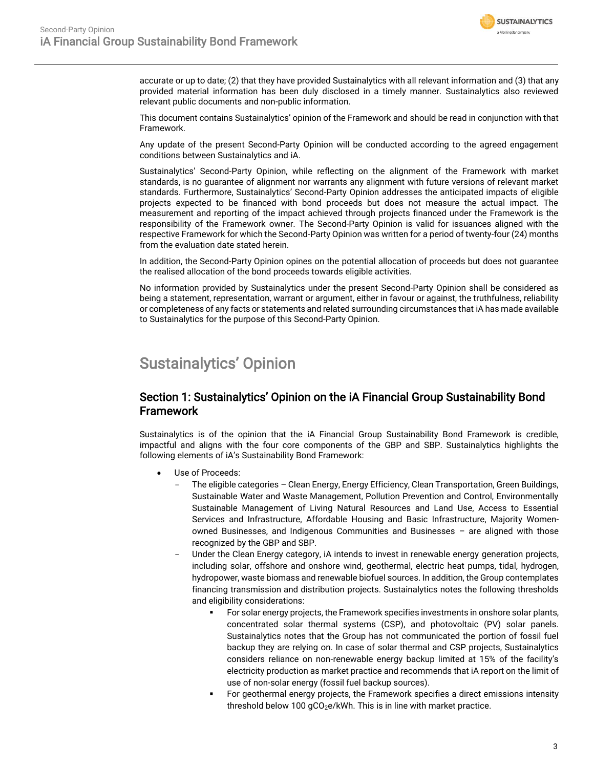accurate or up to date; (2) that they have provided Sustainalytics with all relevant information and (3) that any provided material information has been duly disclosed in a timely manner. Sustainalytics also reviewed relevant public documents and non-public information.

This document contains Sustainalytics' opinion of the Framework and should be read in conjunction with that Framework.

Any update of the present Second-Party Opinion will be conducted according to the agreed engagement conditions between Sustainalytics and iA.

Sustainalytics' Second-Party Opinion, while reflecting on the alignment of the Framework with market standards, is no guarantee of alignment nor warrants any alignment with future versions of relevant market standards. Furthermore, Sustainalytics' Second-Party Opinion addresses the anticipated impacts of eligible projects expected to be financed with bond proceeds but does not measure the actual impact. The measurement and reporting of the impact achieved through projects financed under the Framework is the responsibility of the Framework owner. The Second-Party Opinion is valid for issuances aligned with the respective Framework for which the Second-Party Opinion was written for a period of twenty-four (24) months from the evaluation date stated herein.

In addition, the Second-Party Opinion opines on the potential allocation of proceeds but does not guarantee the realised allocation of the bond proceeds towards eligible activities.

No information provided by Sustainalytics under the present Second-Party Opinion shall be considered as being a statement, representation, warrant or argument, either in favour or against, the truthfulness, reliability or completeness of any facts or statements and related surrounding circumstances that iA has made available to Sustainalytics for the purpose of this Second-Party Opinion.

# Sustainalytics' Opinion

## Section 1: Sustainalytics' Opinion on the iA Financial Group Sustainability Bond Framework

Sustainalytics is of the opinion that the iA Financial Group Sustainability Bond Framework is credible, impactful and aligns with the four core components of the GBP and SBP. Sustainalytics highlights the following elements of iA's Sustainability Bond Framework:

- Use of Proceeds:
  - The eligible categories – Clean Energy, Energy Efficiency, Clean Transportation, Green Buildings, Sustainable Water and Waste Management, Pollution Prevention and Control, Environmentally Sustainable Management of Living Natural Resources and Land Use, Access to Essential Services and Infrastructure, Affordable Housing and Basic Infrastructure, Majority Women-owned Businesses, and Indigenous Communities and Businesses – are aligned with those recognized by the GBP and SBP.
  - Under the Clean Energy category, iA intends to invest in renewable energy generation projects, including solar, offshore and onshore wind, geothermal, electric heat pumps, tidal, hydrogen, hydropower, waste biomass and renewable biofuel sources. In addition, the Group contemplates financing transmission and distribution projects. Sustainalytics notes the following thresholds and eligibility considerations:
    - For solar energy projects, the Framework specifies investments in onshore solar plants, concentrated solar thermal systems (CSP), and photovoltaic (PV) solar panels. Sustainalytics notes that the Group has not communicated the portion of fossil fuel backup they are relying on. In case of solar thermal and CSP projects, Sustainalytics considers reliance on non-renewable energy backup limited at 15% of the facility's electricity production as market practice and recommends that iA report on the limit of use of non-solar energy (fossil fuel backup sources).
    - For geothermal energy projects, the Framework specifies a direct emissions intensity threshold below 100 $gCO_2e/kWh$. This is in line with market practice.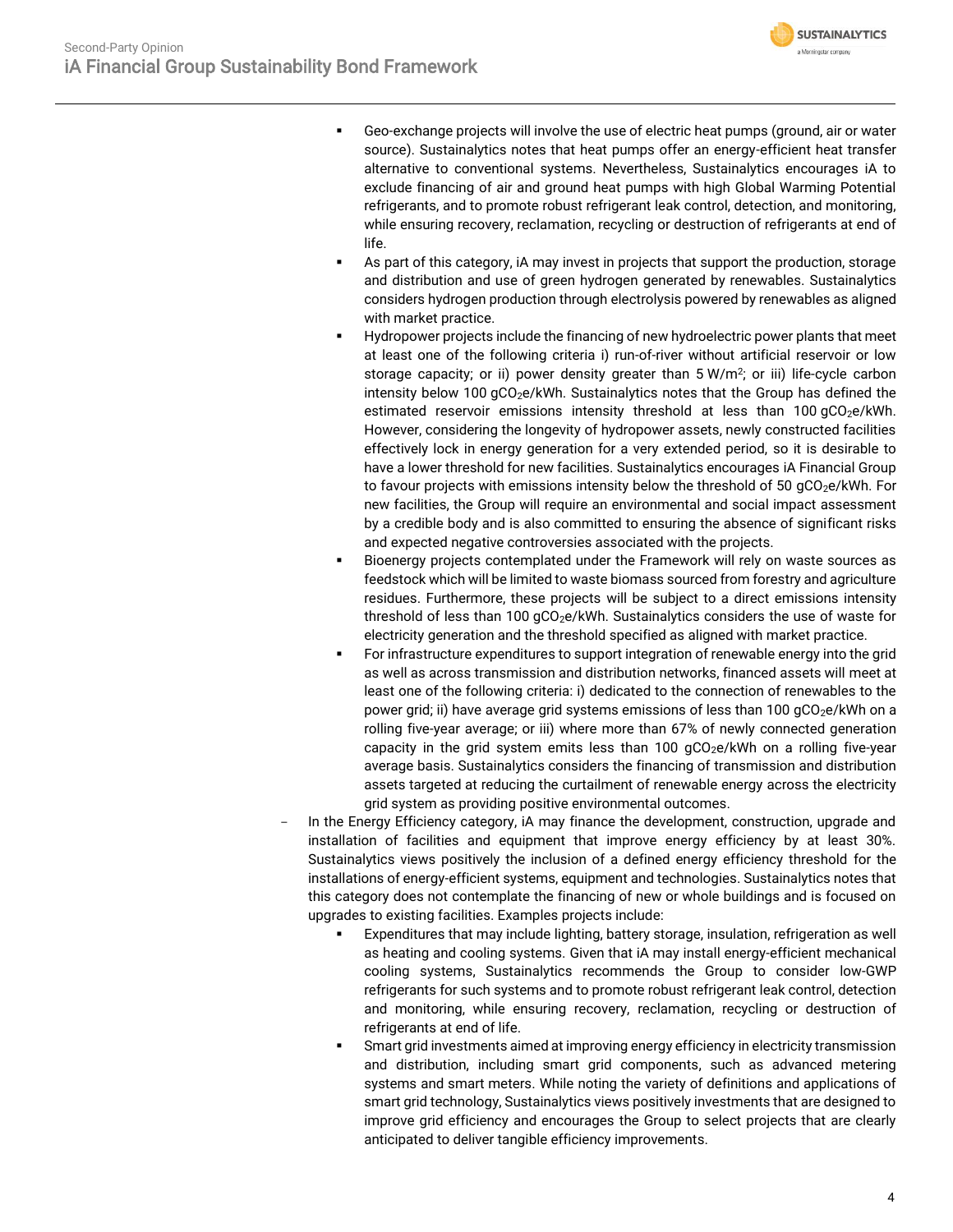- Geo-exchange projects will involve the use of electric heat pumps (ground, air or water source). Sustainalytics notes that heat pumps offer an energy-efficient heat transfer alternative to conventional systems. Nevertheless, Sustainalytics encourages iA to exclude financing of air and ground heat pumps with high Global Warming Potential refrigerants, and to promote robust refrigerant leak control, detection, and monitoring, while ensuring recovery, reclamation, recycling or destruction of refrigerants at end of life.
- As part of this category, iA may invest in projects that support the production, storage and distribution and use of green hydrogen generated by renewables. Sustainalytics considers hydrogen production through electrolysis powered by renewables as aligned with market practice.
- Hydropower projects include the financing of new hydroelectric power plants that meet at least one of the following criteria i) run-of-river without artificial reservoir or low storage capacity; or ii) power density greater than 5 $W/m^2$; or iii) life-cycle carbon intensity below 100 $gCO_2e/kWh$. Sustainalytics notes that the Group has defined the estimated reservoir emissions intensity threshold at less than 100 $gCO_2e/kWh$. However, considering the longevity of hydropower assets, newly constructed facilities effectively lock in energy generation for a very extended period, so it is desirable to have a lower threshold for new facilities. Sustainalytics encourages iA Financial Group to favour projects with emissions intensity below the threshold of 50 $gCO_2e/kWh$. For new facilities, the Group will require an environmental and social impact assessment by a credible body and is also committed to ensuring the absence of significant risks and expected negative controversies associated with the projects.
- Bioenergy projects contemplated under the Framework will rely on waste sources as feedstock which will be limited to waste biomass sourced from forestry and agriculture residues. Furthermore, these projects will be subject to a direct emissions intensity threshold of less than 100 $gCO_2e/kWh$. Sustainalytics considers the use of waste for electricity generation and the threshold specified as aligned with market practice.
- For infrastructure expenditures to support integration of renewable energy into the grid as well as across transmission and distribution networks, financed assets will meet at least one of the following criteria: i) dedicated to the connection of renewables to the power grid; ii) have average grid systems emissions of less than 100 $gCO_2e/kWh$ on a rolling five-year average; or iii) where more than 67% of newly connected generation capacity in the grid system emits less than 100 $gCO_2e/kWh$ on a rolling five-year average basis. Sustainalytics considers the financing of transmission and distribution assets targeted at reducing the curtailment of renewable energy across the electricity grid system as providing positive environmental outcomes.

- In the Energy Efficiency category, iA may finance the development, construction, upgrade and installation of facilities and equipment that improve energy efficiency by at least 30%. Sustainalytics views positively the inclusion of a defined energy efficiency threshold for the installations of energy-efficient systems, equipment and technologies. Sustainalytics notes that this category does not contemplate the financing of new or whole buildings and is focused on upgrades to existing facilities. Examples projects include:
  - Expenditures that may include lighting, battery storage, insulation, refrigeration as well as heating and cooling systems. Given that iA may install energy-efficient mechanical cooling systems, Sustainalytics recommends the Group to consider low-GWP refrigerants for such systems and to promote robust refrigerant leak control, detection and monitoring, while ensuring recovery, reclamation, recycling or destruction of refrigerants at end of life.
  - Smart grid investments aimed at improving energy efficiency in electricity transmission and distribution, including smart grid components, such as advanced metering systems and smart meters. While noting the variety of definitions and applications of smart grid technology, Sustainalytics views positively investments that are designed to improve grid efficiency and encourages the Group to select projects that are clearly anticipated to deliver tangible efficiency improvements.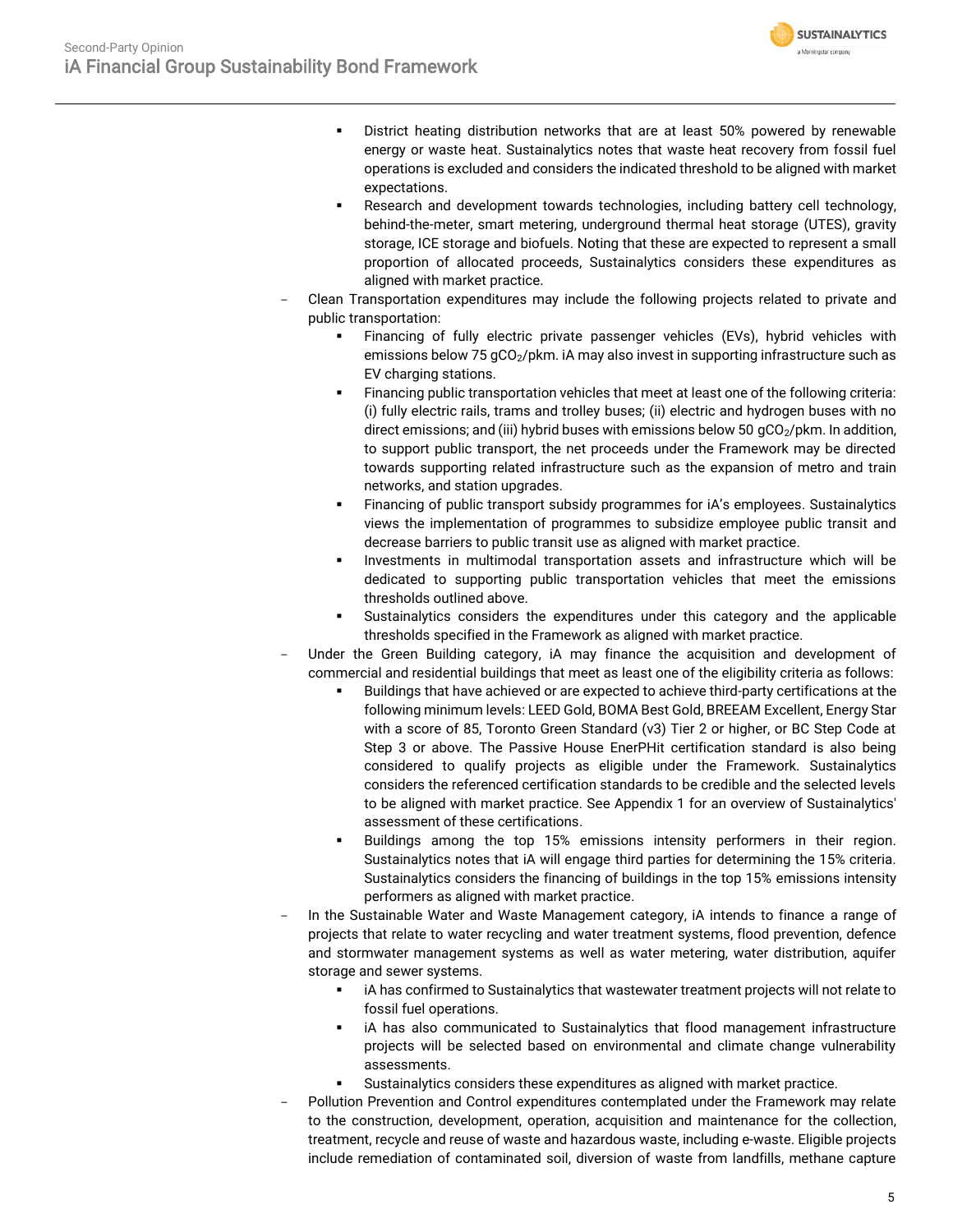- District heating distribution networks that are at least 50% powered by renewable energy or waste heat. Sustainalytics notes that waste heat recovery from fossil fuel operations is excluded and considers the indicated threshold to be aligned with market expectations.
    - Research and development towards technologies, including battery cell technology, behind-the-meter, smart metering, underground thermal heat storage (UTES), gravity storage, ICE storage and biofuels. Noting that these are expected to represent a small proportion of allocated proceeds, Sustainalytics considers these expenditures as aligned with market practice.
- Clean Transportation expenditures may include the following projects related to private and public transportation:
    - Financing of fully electric private passenger vehicles (EVs), hybrid vehicles with emissions below 75 $gCO_2$/pkm. iA may also invest in supporting infrastructure such as EV charging stations.
    - Financing public transportation vehicles that meet at least one of the following criteria: (i) fully electric rails, trams and trolley buses; (ii) electric and hydrogen buses with no direct emissions; and (iii) hybrid buses with emissions below 50 $gCO_2$/pkm. In addition, to support public transport, the net proceeds under the Framework may be directed towards supporting related infrastructure such as the expansion of metro and train networks, and station upgrades.
    - Financing of public transport subsidy programmes for iA's employees. Sustainalytics views the implementation of programmes to subsidize employee public transit and decrease barriers to public transit use as aligned with market practice.
    - Investments in multimodal transportation assets and infrastructure which will be dedicated to supporting public transportation vehicles that meet the emissions thresholds outlined above.
    - Sustainalytics considers the expenditures under this category and the applicable thresholds specified in the Framework as aligned with market practice.
- Under the Green Building category, iA may finance the acquisition and development of commercial and residential buildings that meet as least one of the eligibility criteria as follows:
    - Buildings that have achieved or are expected to achieve third-party certifications at the following minimum levels: LEED Gold, BOMA Best Gold, BREEAM Excellent, Energy Star with a score of 85, Toronto Green Standard (v3) Tier 2 or higher, or BC Step Code at Step 3 or above. The Passive House EnerPHit certification standard is also being considered to qualify projects as eligible under the Framework. Sustainalytics considers the referenced certification standards to be credible and the selected levels to be aligned with market practice. See Appendix 1 for an overview of Sustainalytics' assessment of these certifications.
    - Buildings among the top 15% emissions intensity performers in their region. Sustainalytics notes that iA will engage third parties for determining the 15% criteria. Sustainalytics considers the financing of buildings in the top 15% emissions intensity performers as aligned with market practice.
- In the Sustainable Water and Waste Management category, iA intends to finance a range of projects that relate to water recycling and water treatment systems, flood prevention, defence and stormwater management systems as well as water metering, water distribution, aquifer storage and sewer systems.
    - iA has confirmed to Sustainalytics that wastewater treatment projects will not relate to fossil fuel operations.
    - iA has also communicated to Sustainalytics that flood management infrastructure projects will be selected based on environmental and climate change vulnerability assessments.
    - Sustainalytics considers these expenditures as aligned with market practice.
- Pollution Prevention and Control expenditures contemplated under the Framework may relate to the construction, development, operation, acquisition and maintenance for the collection, treatment, recycle and reuse of waste and hazardous waste, including e-waste. Eligible projects include remediation of contaminated soil, diversion of waste from landfills, methane capture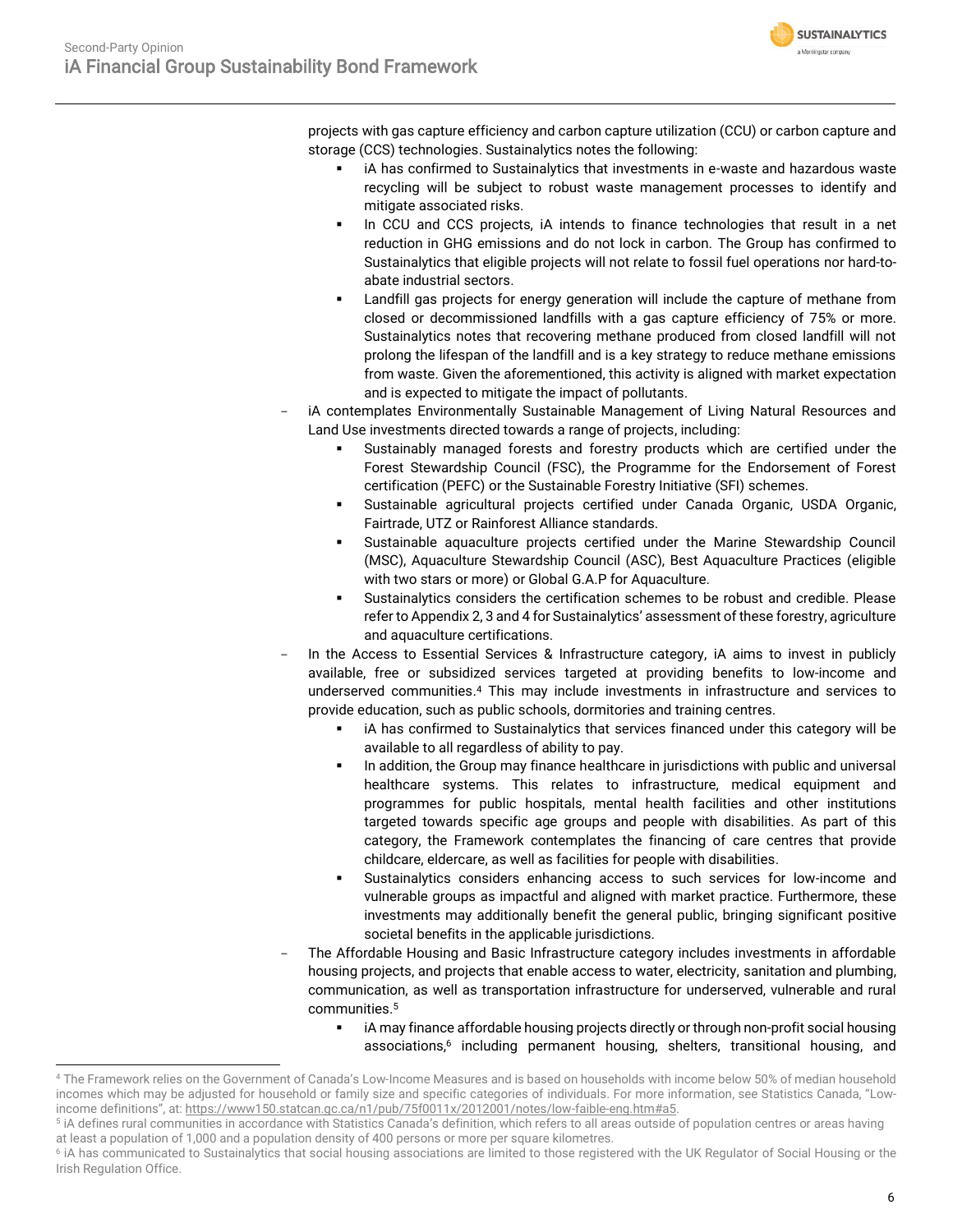projects with gas capture efficiency and carbon capture utilization (CCU) or carbon capture and storage (CCS) technologies. Sustainalytics notes the following:

- iA has confirmed to Sustainalytics that investments in e-waste and hazardous waste recycling will be subject to robust waste management processes to identify and mitigate associated risks.
- In CCU and CCS projects, iA intends to finance technologies that result in a net reduction in GHG emissions and do not lock in carbon. The Group has confirmed to Sustainalytics that eligible projects will not relate to fossil fuel operations nor hard-to-abate industrial sectors.
- Landfill gas projects for energy generation will include the capture of methane from closed or decommissioned landfills with a gas capture efficiency of 75% or more. Sustainalytics notes that recovering methane produced from closed landfill will not prolong the lifespan of the landfill and is a key strategy to reduce methane emissions from waste. Given the aforementioned, this activity is aligned with market expectation and is expected to mitigate the impact of pollutants.

- iA contemplates Environmentally Sustainable Management of Living Natural Resources and Land Use investments directed towards a range of projects, including:
  - Sustainably managed forests and forestry products which are certified under the Forest Stewardship Council (FSC), the Programme for the Endorsement of Forest certification (PEFC) or the Sustainable Forestry Initiative (SFI) schemes.
  - Sustainable agricultural projects certified under Canada Organic, USDA Organic, Fairtrade, UTZ or Rainforest Alliance standards.
  - Sustainable aquaculture projects certified under the Marine Stewardship Council (MSC), Aquaculture Stewardship Council (ASC), Best Aquaculture Practices (eligible with two stars or more) or Global G.A.P for Aquaculture.
  - Sustainalytics considers the certification schemes to be robust and credible. Please refer to Appendix 2, 3 and 4 for Sustainalytics' assessment of these forestry, agriculture and aquaculture certifications.
- In the Access to Essential Services & Infrastructure category, iA aims to invest in publicly available, free or subsidized services targeted at providing benefits to low-income and underserved communities.[4] This may include investments in infrastructure and services to provide education, such as public schools, dormitories and training centres.
  - iA has confirmed to Sustainalytics that services financed under this category will be available to all regardless of ability to pay.
  - In addition, the Group may finance healthcare in jurisdictions with public and universal healthcare systems. This relates to infrastructure, medical equipment and programmes for public hospitals, mental health facilities and other institutions targeted towards specific age groups and people with disabilities. As part of this category, the Framework contemplates the financing of care centres that provide childcare, eldercare, as well as facilities for people with disabilities.
  - Sustainalytics considers enhancing access to such services for low-income and vulnerable groups as impactful and aligned with market practice. Furthermore, these investments may additionally benefit the general public, bringing significant positive societal benefits in the applicable jurisdictions.
- The Affordable Housing and Basic Infrastructure category includes investments in affordable housing projects, and projects that enable access to water, electricity, sanitation and plumbing, communication, as well as transportation infrastructure for underserved, vulnerable and rural communities.[5]
  - iA may finance affordable housing projects directly or through non-profit social housing associations,[6] including permanent housing, shelters, transitional housing, and

---

[4] The Framework relies on the Government of Canada's Low-Income Measures and is based on households with income below 50% of median household incomes which may be adjusted for household or family size and specific categories of individuals. For more information, see Statistics Canada, "Low-income definitions", at: https://www150.statcan.gc.ca/n1/pub/75f0011x/2012001/notes/low-faible-eng.htm#a5.

[5] iA defines rural communities in accordance with Statistics Canada's definition, which refers to all areas outside of population centres or areas having at least a population of 1,000 and a population density of 400 persons or more per square kilometres.

[6] iA has communicated to Sustainalytics that social housing associations are limited to those registered with the UK Regulator of Social Housing or the Irish Regulation Office.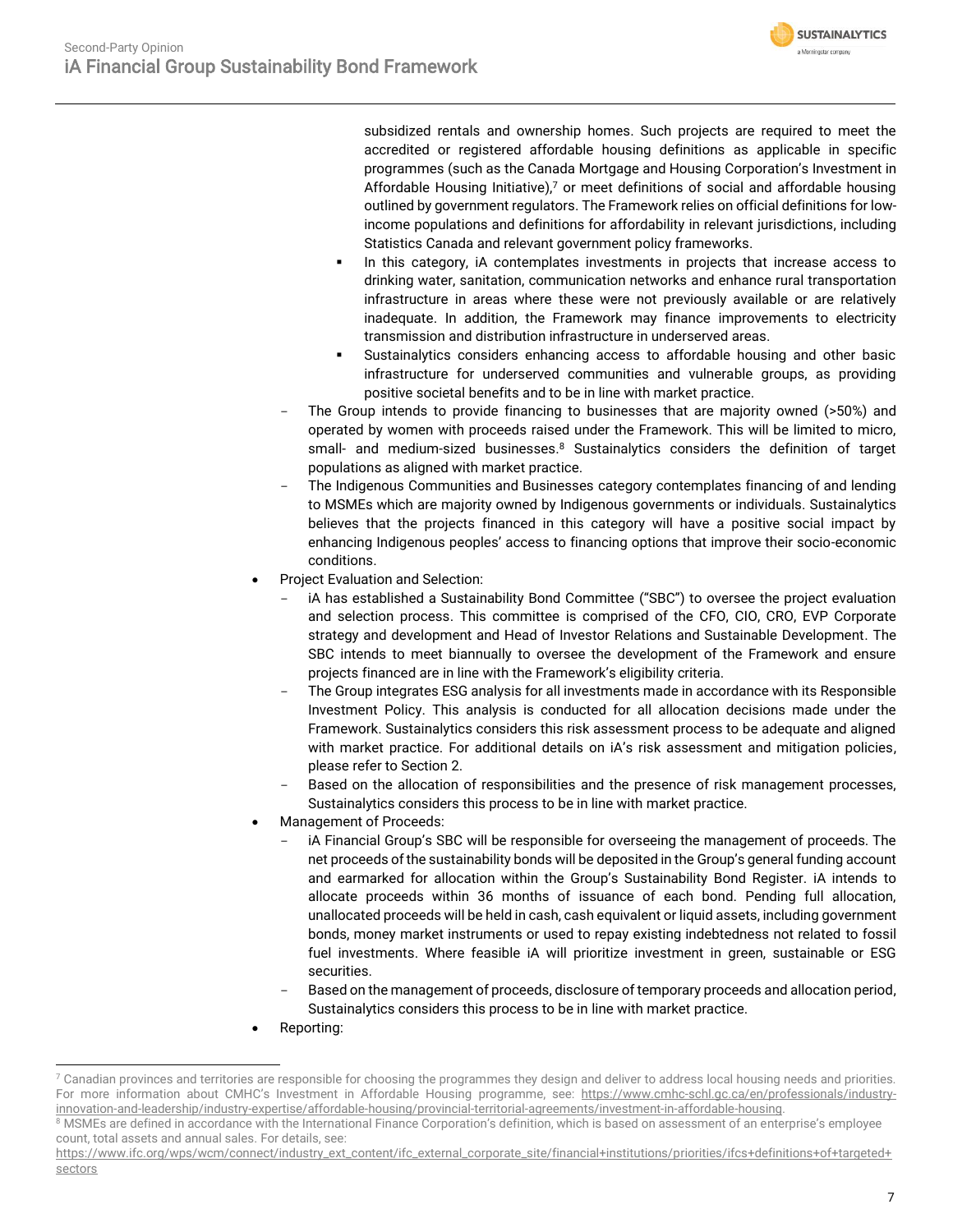subsidized rentals and ownership homes. Such projects are required to meet the accredited or registered affordable housing definitions as applicable in specific programmes (such as the Canada Mortgage and Housing Corporation's Investment in Affordable Housing Initiative),[7] or meet definitions of social and affordable housing outlined by government regulators. The Framework relies on official definitions for low-income populations and definitions for affordability in relevant jurisdictions, including Statistics Canada and relevant government policy frameworks.
    - In this category, iA contemplates investments in projects that increase access to drinking water, sanitation, communication networks and enhance rural transportation infrastructure in areas where these were not previously available or are relatively inadequate. In addition, the Framework may finance improvements to electricity transmission and distribution infrastructure in underserved areas.
    - Sustainalytics considers enhancing access to affordable housing and other basic infrastructure for underserved communities and vulnerable groups, as providing positive societal benefits and to be in line with market practice.
  - The Group intends to provide financing to businesses that are majority owned (>50%) and operated by women with proceeds raised under the Framework. This will be limited to micro, small- and medium-sized businesses.[8] Sustainalytics considers the definition of target populations as aligned with market practice.
  - The Indigenous Communities and Businesses category contemplates financing of and lending to MSMEs which are majority owned by Indigenous governments or individuals. Sustainalytics believes that the projects financed in this category will have a positive social impact by enhancing Indigenous peoples' access to financing options that improve their socio-economic conditions.
- Project Evaluation and Selection:
  - iA has established a Sustainability Bond Committee ("SBC") to oversee the project evaluation and selection process. This committee is comprised of the CFO, CIO, CRO, EVP Corporate strategy and development and Head of Investor Relations and Sustainable Development. The SBC intends to meet biannually to oversee the development of the Framework and ensure projects financed are in line with the Framework's eligibility criteria.
  - The Group integrates ESG analysis for all investments made in accordance with its Responsible Investment Policy. This analysis is conducted for all allocation decisions made under the Framework. Sustainalytics considers this risk assessment process to be adequate and aligned with market practice. For additional details on iA's risk assessment and mitigation policies, please refer to Section 2.
  - Based on the allocation of responsibilities and the presence of risk management processes, Sustainalytics considers this process to be in line with market practice.
- Management of Proceeds:
  - iA Financial Group's SBC will be responsible for overseeing the management of proceeds. The net proceeds of the sustainability bonds will be deposited in the Group's general funding account and earmarked for allocation within the Group's Sustainability Bond Register. iA intends to allocate proceeds within 36 months of issuance of each bond. Pending full allocation, unallocated proceeds will be held in cash, cash equivalent or liquid assets, including government bonds, money market instruments or used to repay existing indebtedness not related to fossil fuel investments. Where feasible iA will prioritize investment in green, sustainable or ESG securities.
  - Based on the management of proceeds, disclosure of temporary proceeds and allocation period, Sustainalytics considers this process to be in line with market practice.
- Reporting:

[7] Canadian provinces and territories are responsible for choosing the programmes they design and deliver to address local housing needs and priorities. For more information about CMHC's Investment in Affordable Housing programme, see: https://www.cmhc-schl.gc.ca/en/professionals/industry-innovation-and-leadership/industry-expertise/affordable-housing/provincial-territorial-agreements/investment-in-affordable-housing.

[8] MSMEs are defined in accordance with the International Finance Corporation's definition, which is based on assessment of an enterprise's employee count, total assets and annual sales. For details, see: https://www.ifc.org/wps/wcm/connect/industry_ext_content/ifc_external_corporate_site/financial+institutions/priorities/ifcs+definitions+of+targeted+sectors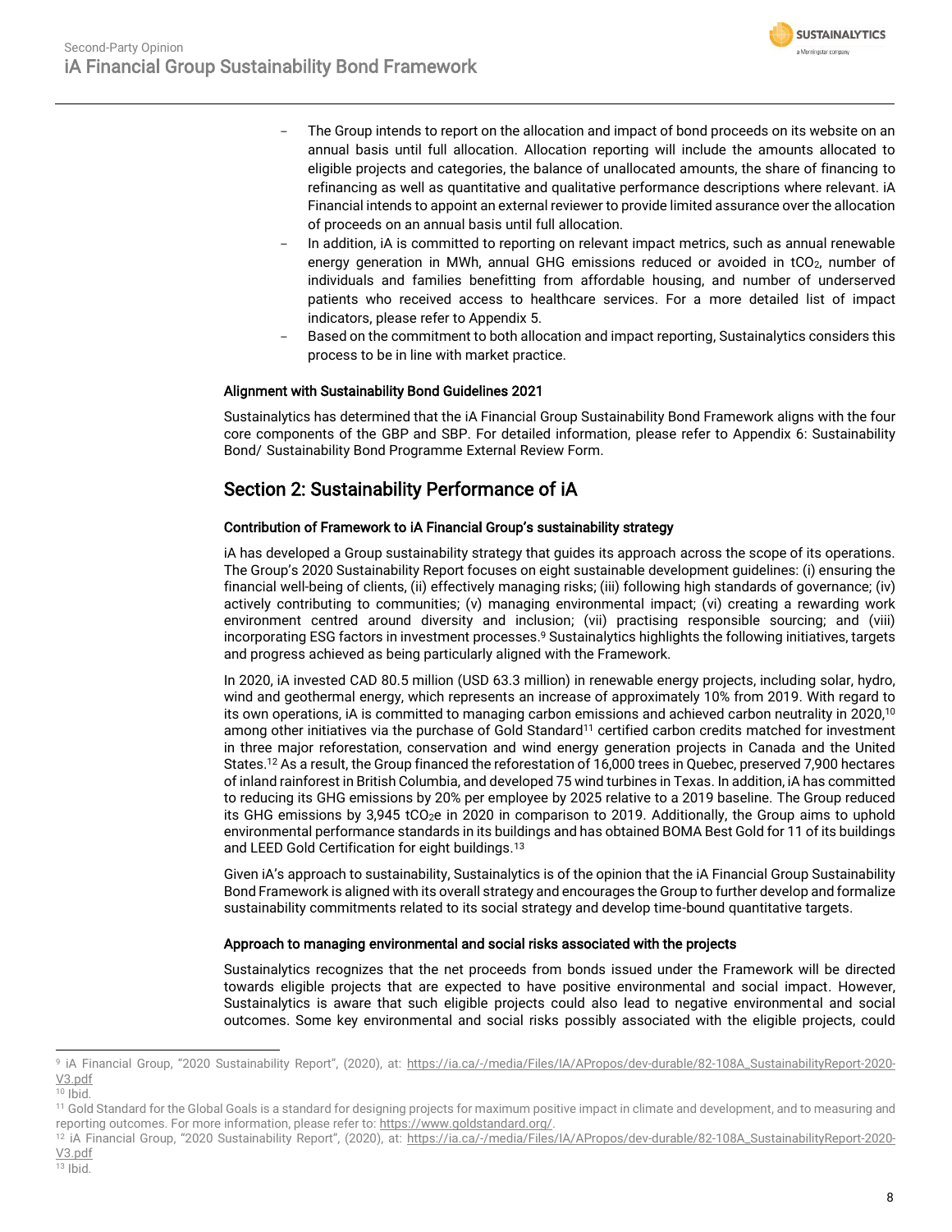- The Group intends to report on the allocation and impact of bond proceeds on its website on an annual basis until full allocation. Allocation reporting will include the amounts allocated to eligible projects and categories, the balance of unallocated amounts, the share of financing to refinancing as well as quantitative and qualitative performance descriptions where relevant. iA Financial intends to appoint an external reviewer to provide limited assurance over the allocation of proceeds on an annual basis until full allocation.
- In addition, iA is committed to reporting on relevant impact metrics, such as annual renewable energy generation in MWh, annual GHG emissions reduced or avoided in $tCO_2$, number of individuals and families benefitting from affordable housing, and number of underserved patients who received access to healthcare services. For a more detailed list of impact indicators, please refer to Appendix 5.
- Based on the commitment to both allocation and impact reporting, Sustainalytics considers this process to be in line with market practice.

#### Alignment with Sustainability Bond Guidelines 2021

Sustainalytics has determined that the iA Financial Group Sustainability Bond Framework aligns with the four core components of the GBP and SBP. For detailed information, please refer to Appendix 6: Sustainability Bond/ Sustainability Bond Programme External Review Form.

## Section 2: Sustainability Performance of iA

#### Contribution of Framework to iA Financial Group's sustainability strategy

iA has developed a Group sustainability strategy that guides its approach across the scope of its operations. The Group's 2020 Sustainability Report focuses on eight sustainable development guidelines: (i) ensuring the financial well-being of clients, (ii) effectively managing risks; (iii) following high standards of governance; (iv) actively contributing to communities; (v) managing environmental impact; (vi) creating a rewarding work environment centred around diversity and inclusion; (vii) practising responsible sourcing; and (viii) incorporating ESG factors in investment processes.[9] Sustainalytics highlights the following initiatives, targets and progress achieved as being particularly aligned with the Framework.

In 2020, iA invested CAD 80.5 million (USD 63.3 million) in renewable energy projects, including solar, hydro, wind and geothermal energy, which represents an increase of approximately 10% from 2019. With regard to its own operations, iA is committed to managing carbon emissions and achieved carbon neutrality in 2020,[10] among other initiatives via the purchase of Gold Standard[11] certified carbon credits matched for investment in three major reforestation, conservation and wind energy generation projects in Canada and the United States.[12] As a result, the Group financed the reforestation of 16,000 trees in Quebec, preserved 7,900 hectares of inland rainforest in British Columbia, and developed 75 wind turbines in Texas. In addition, iA has committed to reducing its GHG emissions by 20% per employee by 2025 relative to a 2019 baseline. The Group reduced its GHG emissions by 3,945 $tCO_2e$ in 2020 in comparison to 2019. Additionally, the Group aims to uphold environmental performance standards in its buildings and has obtained BOMA Best Gold for 11 of its buildings and LEED Gold Certification for eight buildings.[13]

Given iA's approach to sustainability, Sustainalytics is of the opinion that the iA Financial Group Sustainability Bond Framework is aligned with its overall strategy and encourages the Group to further develop and formalize sustainability commitments related to its social strategy and develop time-bound quantitative targets.

#### Approach to managing environmental and social risks associated with the projects

Sustainalytics recognizes that the net proceeds from bonds issued under the Framework will be directed towards eligible projects that are expected to have positive environmental and social impact. However, Sustainalytics is aware that such eligible projects could also lead to negative environmental and social outcomes. Some key environmental and social risks possibly associated with the eligible projects, could

---

[9] iA Financial Group, "2020 Sustainability Report", (2020), at: https://ia.ca/-/media/Files/IA/APropos/dev-durable/82-108A_SustainabilityReport-2020-V3.pdf

[10] Ibid.

[11] Gold Standard for the Global Goals is a standard for designing projects for maximum positive impact in climate and development, and to measuring and reporting outcomes. For more information, please refer to: https://www.goldstandard.org/.

[12] iA Financial Group, "2020 Sustainability Report", (2020), at: https://ia.ca/-/media/Files/IA/APropos/dev-durable/82-108A_SustainabilityReport-2020-V3.pdf

[13] Ibid.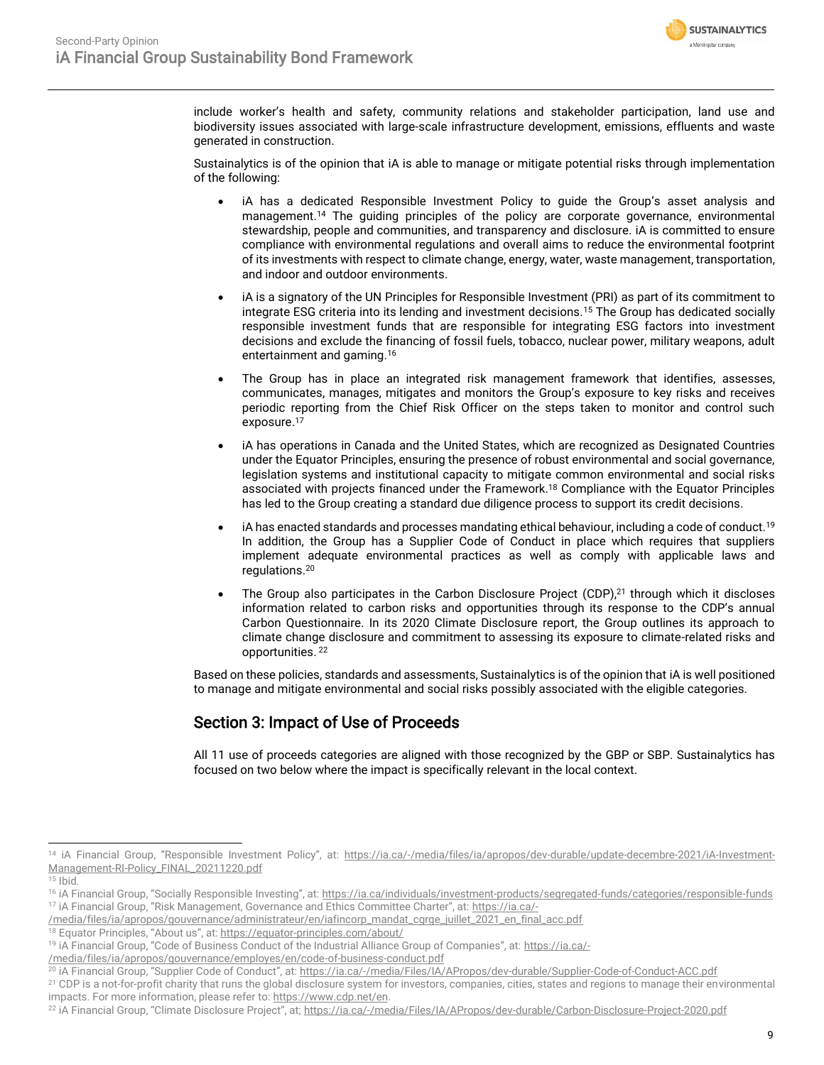include worker's health and safety, community relations and stakeholder participation, land use and biodiversity issues associated with large-scale infrastructure development, emissions, effluents and waste generated in construction.

Sustainalytics is of the opinion that iA is able to manage or mitigate potential risks through implementation of the following:

- iA has a dedicated Responsible Investment Policy to guide the Group's asset analysis and management.[14] The guiding principles of the policy are corporate governance, environmental stewardship, people and communities, and transparency and disclosure. iA is committed to ensure compliance with environmental regulations and overall aims to reduce the environmental footprint of its investments with respect to climate change, energy, water, waste management, transportation, and indoor and outdoor environments.
- iA is a signatory of the UN Principles for Responsible Investment (PRI) as part of its commitment to integrate ESG criteria into its lending and investment decisions.[15] The Group has dedicated socially responsible investment funds that are responsible for integrating ESG factors into investment decisions and exclude the financing of fossil fuels, tobacco, nuclear power, military weapons, adult entertainment and gaming.[16]
- The Group has in place an integrated risk management framework that identifies, assesses, communicates, manages, mitigates and monitors the Group's exposure to key risks and receives periodic reporting from the Chief Risk Officer on the steps taken to monitor and control such exposure.[17]
- iA has operations in Canada and the United States, which are recognized as Designated Countries under the Equator Principles, ensuring the presence of robust environmental and social governance, legislation systems and institutional capacity to mitigate common environmental and social risks associated with projects financed under the Framework.[18] Compliance with the Equator Principles has led to the Group creating a standard due diligence process to support its credit decisions.
- iA has enacted standards and processes mandating ethical behaviour, including a code of conduct.[19] In addition, the Group has a Supplier Code of Conduct in place which requires that suppliers implement adequate environmental practices as well as comply with applicable laws and regulations.[20]
- The Group also participates in the Carbon Disclosure Project (CDP),[21] through which it discloses information related to carbon risks and opportunities through its response to the CDP's annual Carbon Questionnaire. In its 2020 Climate Disclosure report, the Group outlines its approach to climate change disclosure and commitment to assessing its exposure to climate-related risks and opportunities.[22]

Based on these policies, standards and assessments, Sustainalytics is of the opinion that iA is well positioned to manage and mitigate environmental and social risks possibly associated with the eligible categories.

## Section 3: Impact of Use of Proceeds

All 11 use of proceeds categories are aligned with those recognized by the GBP or SBP. Sustainalytics has focused on two below where the impact is specifically relevant in the local context.

---

[14] iA Financial Group, "Responsible Investment Policy", at: https://ia.ca/-/media/files/ia/apropos/dev-durable/update-decembre-2021/iA-Investment-Management-RI-Policy_FINAL_20211220.pdf

[15] Ibid.

[16] iA Financial Group, "Socially Responsible Investing", at: https://ia.ca/individuals/investment-products/segregated-funds/categories/responsible-funds

[17] iA Financial Group, "Risk Management, Governance and Ethics Committee Charter", at: https://ia.ca/-/media/files/ia/apropos/gouvernance/administrateur/en/iafincorp_mandat_cgrge_juillet_2021_en_final_acc.pdf

[18] Equator Principles, "About us", at: https://equator-principles.com/about/

[19] iA Financial Group, "Code of Business Conduct of the Industrial Alliance Group of Companies", at: https://ia.ca/-/media/files/ia/apropos/gouvernance/employes/en/code-of-business-conduct.pdf

[20] iA Financial Group, "Supplier Code of Conduct", at: https://ia.ca/-/media/Files/IA/APropos/dev-durable/Supplier-Code-of-Conduct-ACC.pdf

[21] CDP is a not-for-profit charity that runs the global disclosure system for investors, companies, cities, states and regions to manage their environmental impacts. For more information, please refer to: https://www.cdp.net/en.

[22] iA Financial Group, "Climate Disclosure Project", at; https://ia.ca/-/media/Files/IA/APropos/dev-durable/Carbon-Disclosure-Project-2020.pdf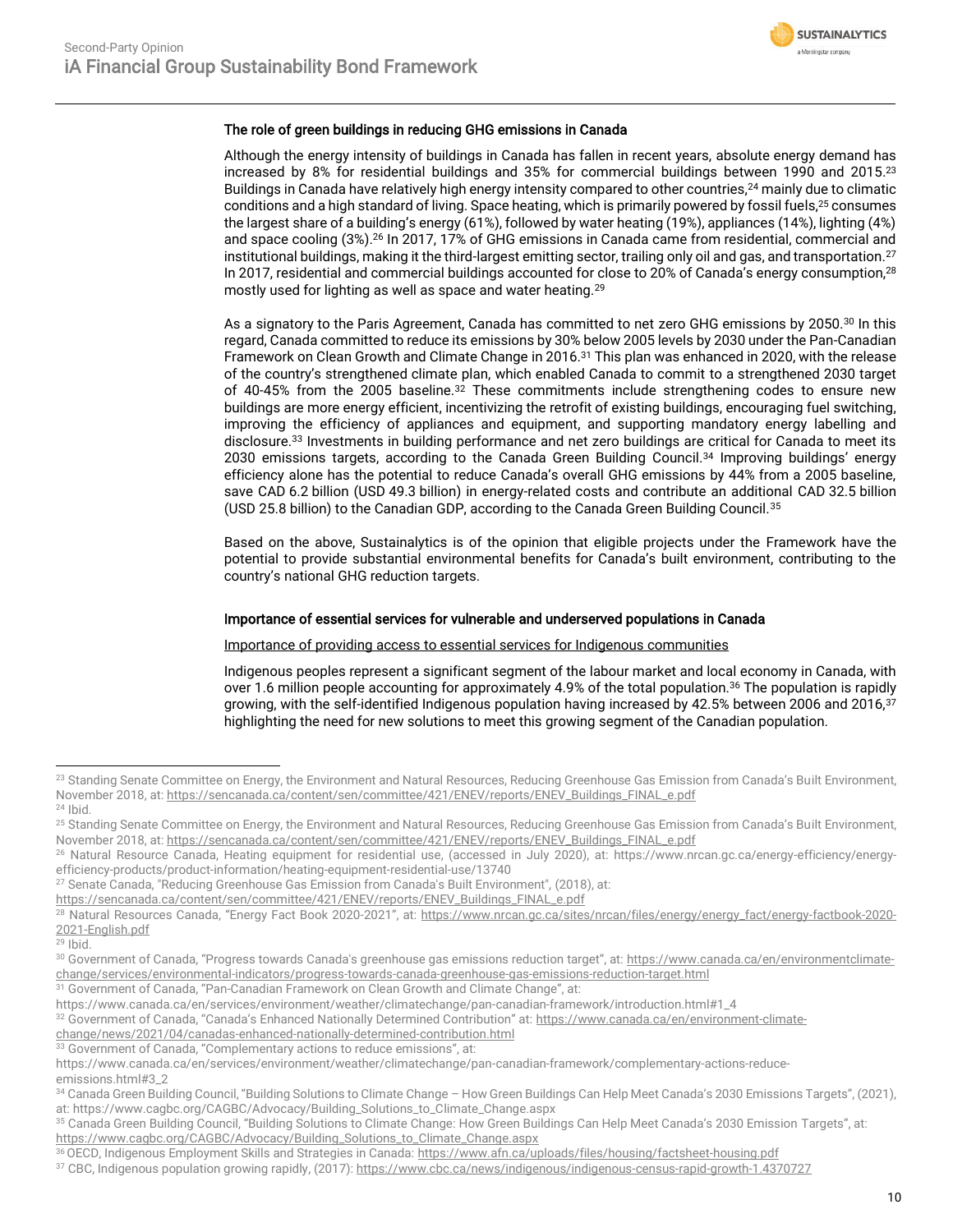### The role of green buildings in reducing GHG emissions in Canada

Although the energy intensity of buildings in Canada has fallen in recent years, absolute energy demand has increased by 8% for residential buildings and 35% for commercial buildings between 1990 and 2015.[23] Buildings in Canada have relatively high energy intensity compared to other countries,[24] mainly due to climatic conditions and a high standard of living. Space heating, which is primarily powered by fossil fuels,[25] consumes the largest share of a building's energy (61%), followed by water heating (19%), appliances (14%), lighting (4%) and space cooling (3%).[26] In 2017, 17% of GHG emissions in Canada came from residential, commercial and institutional buildings, making it the third-largest emitting sector, trailing only oil and gas, and transportation.[27] In 2017, residential and commercial buildings accounted for close to 20% of Canada's energy consumption,[28] mostly used for lighting as well as space and water heating.[29]

As a signatory to the Paris Agreement, Canada has committed to net zero GHG emissions by 2050.[30] In this regard, Canada committed to reduce its emissions by 30% below 2005 levels by 2030 under the Pan-Canadian Framework on Clean Growth and Climate Change in 2016.[31] This plan was enhanced in 2020, with the release of the country's strengthened climate plan, which enabled Canada to commit to a strengthened 2030 target of 40-45% from the 2005 baseline.[32] These commitments include strengthening codes to ensure new buildings are more energy efficient, incentivizing the retrofit of existing buildings, encouraging fuel switching, improving the efficiency of appliances and equipment, and supporting mandatory energy labelling and disclosure.[33] Investments in building performance and net zero buildings are critical for Canada to meet its 2030 emissions targets, according to the Canada Green Building Council.[34] Improving buildings' energy efficiency alone has the potential to reduce Canada's overall GHG emissions by 44% from a 2005 baseline, save CAD 6.2 billion (USD 49.3 billion) in energy-related costs and contribute an additional CAD 32.5 billion (USD 25.8 billion) to the Canadian GDP, according to the Canada Green Building Council.[35]

Based on the above, Sustainalytics is of the opinion that eligible projects under the Framework have the potential to provide substantial environmental benefits for Canada's built environment, contributing to the country's national GHG reduction targets.

### Importance of essential services for vulnerable and underserved populations in Canada

Importance of providing access to essential services for Indigenous communities

Indigenous peoples represent a significant segment of the labour market and local economy in Canada, with over 1.6 million people accounting for approximately 4.9% of the total population.[36] The population is rapidly growing, with the self-identified Indigenous population having increased by 42.5% between 2006 and 2016,[37] highlighting the need for new solutions to meet this growing segment of the Canadian population.

---

[23] Standing Senate Committee on Energy, the Environment and Natural Resources, Reducing Greenhouse Gas Emission from Canada's Built Environment, November 2018, at: https://sencanada.ca/content/sen/committee/421/ENEV/reports/ENEV_Buildings_FINAL_e.pdf

[24] Ibid.

[25] Standing Senate Committee on Energy, the Environment and Natural Resources, Reducing Greenhouse Gas Emission from Canada's Built Environment, November 2018, at: https://sencanada.ca/content/sen/committee/421/ENEV/reports/ENEV_Buildings_FINAL_e.pdf

[26] Natural Resource Canada, Heating equipment for residential use, (accessed in July 2020), at: https://www.nrcan.gc.ca/energy-efficiency/energy-efficiency-products/product-information/heating-equipment-residential-use/13740

[27] Senate Canada, "Reducing Greenhouse Gas Emission from Canada's Built Environment", (2018), at: https://sencanada.ca/content/sen/committee/421/ENEV/reports/ENEV_Buildings_FINAL_e.pdf

[28] Natural Resources Canada, "Energy Fact Book 2020-2021", at: https://www.nrcan.gc.ca/sites/nrcan/files/energy/energy_fact/energy-factbook-2020-2021-English.pdf

[29] Ibid.

[30] Government of Canada, "Progress towards Canada's greenhouse gas emissions reduction target", at: https://www.canada.ca/en/environmentclimate-change/services/environmental-indicators/progress-towards-canada-greenhouse-gas-emissions-reduction-target.html

[31] Government of Canada, "Pan-Canadian Framework on Clean Growth and Climate Change", at: https://www.canada.ca/en/services/environment/weather/climatechange/pan-canadian-framework/introduction.html#1_4

[32] Government of Canada, "Canada's Enhanced Nationally Determined Contribution" at: https://www.canada.ca/en/environment-climate-change/news/2021/04/canadas-enhanced-nationally-determined-contribution.html

[33] Government of Canada, "Complementary actions to reduce emissions", at: https://www.canada.ca/en/services/environment/weather/climatechange/pan-canadian-framework/complementary-actions-reduce-emissions.html#3_2

[34] Canada Green Building Council, "Building Solutions to Climate Change – How Green Buildings Can Help Meet Canada's 2030 Emissions Targets", (2021), at: https://www.cagbc.org/CAGBC/Advocacy/Building_Solutions_to_Climate_Change.aspx

[35] Canada Green Building Council, "Building Solutions to Climate Change: How Green Buildings Can Help Meet Canada's 2030 Emission Targets", at: https://www.cagbc.org/CAGBC/Advocacy/Building_Solutions_to_Climate_Change.aspx

[36] OECD, Indigenous Employment Skills and Strategies in Canada: https://www.afn.ca/uploads/files/housing/factsheet-housing.pdf

[37] CBC, Indigenous population growing rapidly, (2017): https://www.cbc.ca/news/indigenous/indigenous-census-rapid-growth-1.4370727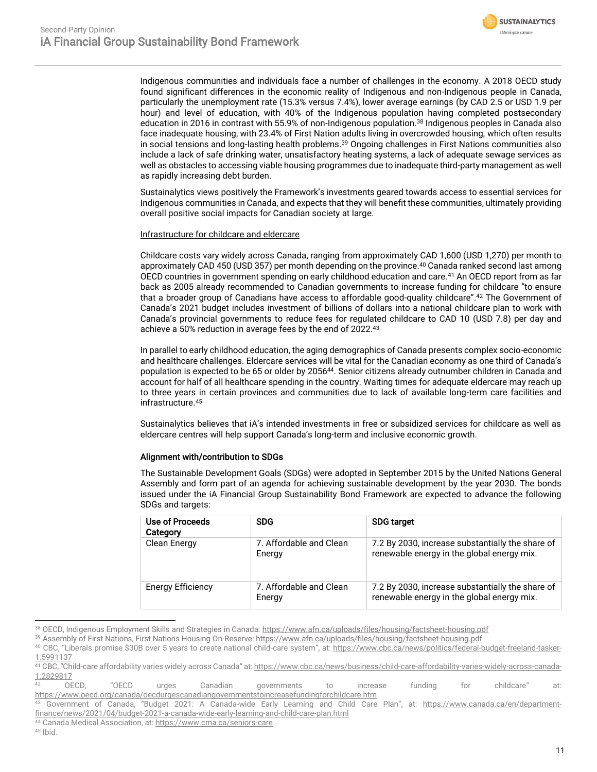Indigenous communities and individuals face a number of challenges in the economy. A 2018 OECD study found significant differences in the economic reality of Indigenous and non-Indigenous people in Canada, particularly the unemployment rate (15.3% versus 7.4%), lower average earnings (by CAD 2.5 or USD 1.9 per hour) and level of education, with 40% of the Indigenous population having completed postsecondary education in 2016 in contrast with 55.9% of non-Indigenous population.[38] Indigenous peoples in Canada also face inadequate housing, with 23.4% of First Nation adults living in overcrowded housing, which often results in social tensions and long-lasting health problems.[39] Ongoing challenges in First Nations communities also include a lack of safe drinking water, unsatisfactory heating systems, a lack of adequate sewage services as well as obstacles to accessing viable housing programmes due to inadequate third-party management as well as rapidly increasing debt burden.

Sustainalytics views positively the Framework's investments geared towards access to essential services for Indigenous communities in Canada, and expects that they will benefit these communities, ultimately providing overall positive social impacts for Canadian society at large.

Infrastructure for childcare and eldercare

Childcare costs vary widely across Canada, ranging from approximately CAD 1,600 (USD 1,270) per month to approximately CAD 450 (USD 357) per month depending on the province.[40] Canada ranked second last among OECD countries in government spending on early childhood education and care.[41] An OECD report from as far back as 2005 already recommended to Canadian governments to increase funding for childcare "to ensure that a broader group of Canadians have access to affordable good-quality childcare".[42] The Government of Canada's 2021 budget includes investment of billions of dollars into a national childcare plan to work with Canada's provincial governments to reduce fees for regulated childcare to CAD 10 (USD 7.8) per day and achieve a 50% reduction in average fees by the end of 2022.[43]

In parallel to early childhood education, the aging demographics of Canada presents complex socio-economic and healthcare challenges. Eldercare services will be vital for the Canadian economy as one third of Canada's population is expected to be 65 or older by 2056[44]. Senior citizens already outnumber children in Canada and account for half of all healthcare spending in the country. Waiting times for adequate eldercare may reach up to three years in certain provinces and communities due to lack of available long-term care facilities and infrastructure.[45]

Sustainalytics believes that iA's intended investments in free or subsidized services for childcare as well as eldercare centres will help support Canada's long-term and inclusive economic growth.

#### Alignment with/contribution to SDGs

The Sustainable Development Goals (SDGs) were adopted in September 2015 by the United Nations General Assembly and form part of an agenda for achieving sustainable development by the year 2030. The bonds issued under the iA Financial Group Sustainability Bond Framework are expected to advance the following SDGs and targets:

| Use of Proceeds Category | SDG | SDG target |
|---|---|---|
| Clean Energy | 7. Affordable and Clean Energy | 7.2 By 2030, increase substantially the share of renewable energy in the global energy mix. |
| Energy Efficiency | 7. Affordable and Clean Energy | 7.2 By 2030, increase substantially the share of renewable energy in the global energy mix. |

[38] OECD, Indigenous Employment Skills and Strategies in Canada: https://www.afn.ca/uploads/files/housing/factsheet-housing.pdf
[39] Assembly of First Nations, First Nations Housing On-Reserve: https://www.afn.ca/uploads/files/housing/factsheet-housing.pdf
[40] CBC, "Liberals promise $30B over 5 years to create national child-care system", at: https://www.cbc.ca/news/politics/federal-budget-freeland-tasker-1.5991137
[41] CBC, "Child-care affordability varies widely across Canada" at: https://www.cbc.ca/news/business/child-care-affordability-varies-widely-across-canada-1.2829817
[42] OECD, "OECD urges Canadian governments to increase funding for childcare" at: https://www.oecd.org/canada/oecdurgescanadiangovernmentstoincreasefundingforchildcare.htm
[43] Government of Canada, "Budget 2021: A Canada-wide Early Learning and Child Care Plan", at: https://www.canada.ca/en/department-finance/news/2021/04/budget-2021-a-canada-wide-early-learning-and-child-care-plan.html
[44] Canada Medical Association, at: https://www.cma.ca/seniors-care
[45] Ibid.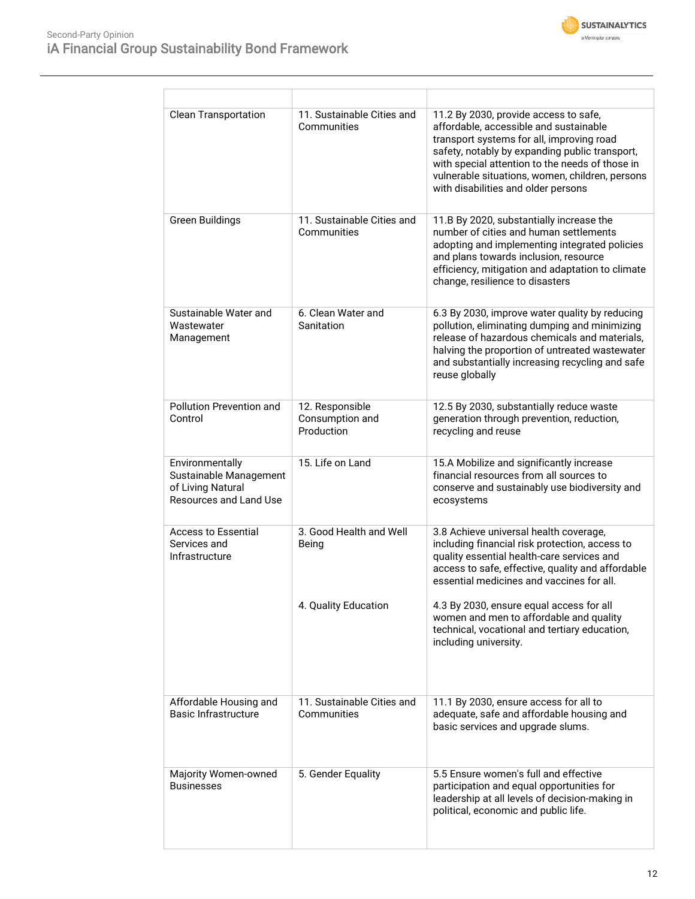| | | |
|---|---|---|
| Clean Transportation | 11. Sustainable Cities and Communities | 11.2 By 2030, provide access to safe, affordable, accessible and sustainable transport systems for all, improving road safety, notably by expanding public transport, with special attention to the needs of those in vulnerable situations, women, children, persons with disabilities and older persons |
| Green Buildings | 11. Sustainable Cities and Communities | 11.B By 2020, substantially increase the number of cities and human settlements adopting and implementing integrated policies and plans towards inclusion, resource efficiency, mitigation and adaptation to climate change, resilience to disasters |
| Sustainable Water and Wastewater Management | 6. Clean Water and Sanitation | 6.3 By 2030, improve water quality by reducing pollution, eliminating dumping and minimizing release of hazardous chemicals and materials, halving the proportion of untreated wastewater and substantially increasing recycling and safe reuse globally |
| Pollution Prevention and Control | 12. Responsible Consumption and Production | 12.5 By 2030, substantially reduce waste generation through prevention, reduction, recycling and reuse |
| Environmentally Sustainable Management of Living Natural Resources and Land Use | 15. Life on Land | 15.A Mobilize and significantly increase financial resources from all sources to conserve and sustainably use biodiversity and ecosystems |
| Access to Essential Services and Infrastructure | 3. Good Health and Well Being | 3.8 Achieve universal health coverage, including financial risk protection, access to quality essential health-care services and access to safe, effective, quality and affordable essential medicines and vaccines for all. |
| | 4. Quality Education | 4.3 By 2030, ensure equal access for all women and men to affordable and quality technical, vocational and tertiary education, including university. |
| Affordable Housing and Basic Infrastructure | 11. Sustainable Cities and Communities | 11.1 By 2030, ensure access for all to adequate, safe and affordable housing and basic services and upgrade slums. |
| Majority Women-owned Businesses | 5. Gender Equality | 5.5 Ensure women's full and effective participation and equal opportunities for leadership at all levels of decision-making in political, economic and public life. |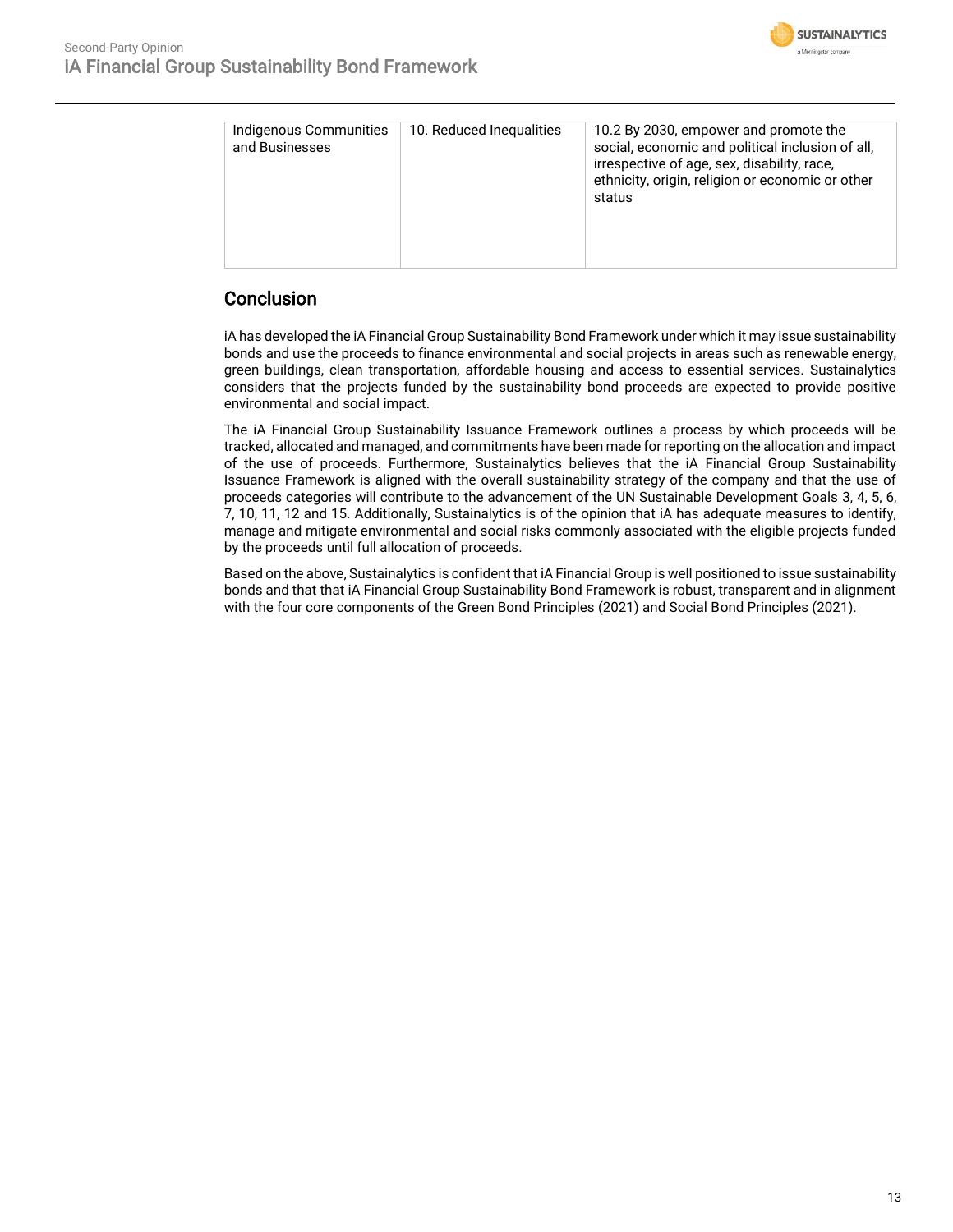| Indigenous Communities and Businesses | 10. Reduced Inequalities | 10.2 By 2030, empower and promote the social, economic and political inclusion of all, irrespective of age, sex, disability, race, ethnicity, origin, religion or economic or other status |
|---|---|---|

## Conclusion

iA has developed the iA Financial Group Sustainability Bond Framework under which it may issue sustainability bonds and use the proceeds to finance environmental and social projects in areas such as renewable energy, green buildings, clean transportation, affordable housing and access to essential services. Sustainalytics considers that the projects funded by the sustainability bond proceeds are expected to provide positive environmental and social impact.

The iA Financial Group Sustainability Issuance Framework outlines a process by which proceeds will be tracked, allocated and managed, and commitments have been made for reporting on the allocation and impact of the use of proceeds. Furthermore, Sustainalytics believes that the iA Financial Group Sustainability Issuance Framework is aligned with the overall sustainability strategy of the company and that the use of proceeds categories will contribute to the advancement of the UN Sustainable Development Goals 3, 4, 5, 6, 7, 10, 11, 12 and 15. Additionally, Sustainalytics is of the opinion that iA has adequate measures to identify, manage and mitigate environmental and social risks commonly associated with the eligible projects funded by the proceeds until full allocation of proceeds.

Based on the above, Sustainalytics is confident that iA Financial Group is well positioned to issue sustainability bonds and that that iA Financial Group Sustainability Bond Framework is robust, transparent and in alignment with the four core components of the Green Bond Principles (2021) and Social Bond Principles (2021).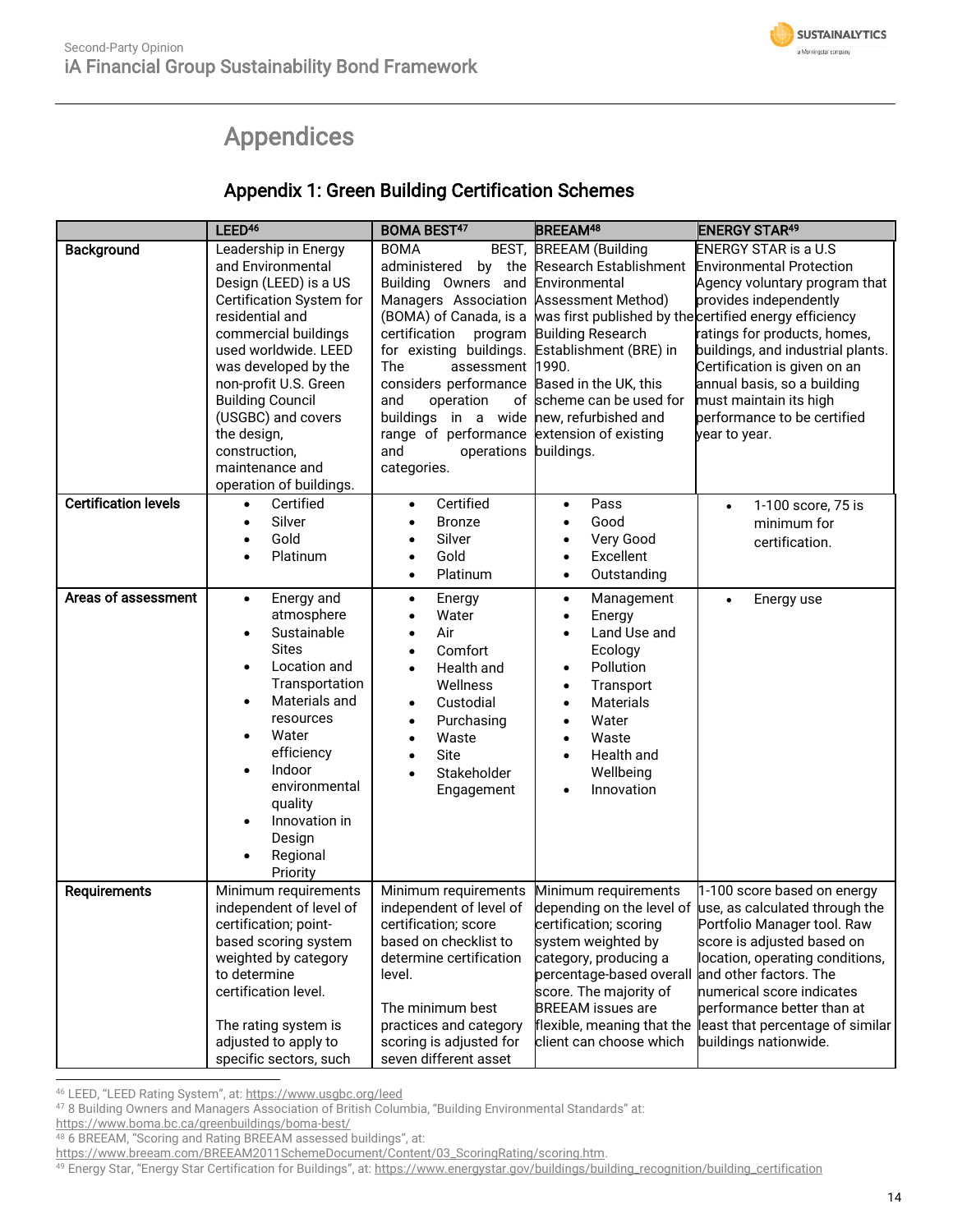# Appendices

## Appendix 1: Green Building Certification Schemes

| | LEED[46] | BOMA BEST[47] | BREEAM[48] | ENERGY STAR[49] |
|---|---|---|---|---|
| **Background** | Leadership in Energy and Environmental Design (LEED) is a US Certification System for residential and commercial buildings used worldwide. LEED was developed by the non-profit U.S. Green Building Council (USGBC) and covers the design, construction, maintenance and operation of buildings. | BOMA BEST, administered by the Building Owners and Managers Association (BOMA) of Canada, is a certification program for existing buildings. The assessment considers performance and operation of buildings in a wide range of performance and operations categories. | BREEAM (Building Research Establishment Environmental Assessment Method) was first published by the Building Research Establishment (BRE) in 1990. Based in the UK, this scheme can be used for new, refurbished and extension of existing buildings. | ENERGY STAR is a U.S Environmental Protection Agency voluntary program that provides independently certified energy efficiency ratings for products, homes, buildings, and industrial plants. Certification is given on an annual basis, so a building must maintain its high performance to be certified year to year. |
| **Certification levels** | • Certified<br>• Silver<br>• Gold<br>• Platinum | • Certified<br>• Bronze<br>• Silver<br>• Gold<br>• Platinum | • Pass<br>• Good<br>• Very Good<br>• Excellent<br>• Outstanding | • 1-100 score, 75 is minimum for certification. |
| **Areas of assessment** | • Energy and atmosphere<br>• Sustainable Sites<br>• Location and Transportation<br>• Materials and resources<br>• Water efficiency<br>• Indoor environmental quality<br>• Innovation in Design<br>• Regional Priority | • Energy<br>• Water<br>• Air<br>• Comfort<br>• Health and Wellness<br>• Custodial<br>• Purchasing<br>• Waste<br>• Site<br>• Stakeholder Engagement | • Management<br>• Energy<br>• Land Use and Ecology<br>• Pollution<br>• Transport<br>• Materials<br>• Water<br>• Waste<br>• Health and Wellbeing<br>• Innovation | • Energy use |
| **Requirements** | Minimum requirements independent of level of certification; point-based scoring system weighted by category to determine certification level.<br><br>The rating system is adjusted to apply to specific sectors, such | Minimum requirements independent of level of certification; score based on checklist to determine certification level.<br><br>The minimum best practices and category scoring is adjusted for seven different asset | Minimum requirements depending on the level of certification; scoring system weighted by category, producing a percentage-based overall score. The majority of BREEAM issues are flexible, meaning that the client can choose which | 1-100 score based on energy use, as calculated through the Portfolio Manager tool. Raw score is adjusted based on location, operating conditions, and other factors. The numerical score indicates performance better than at least that percentage of similar buildings nationwide. |

[46] LEED, "LEED Rating System", at: https://www.usgbc.org/leed

[47] 8 Building Owners and Managers Association of British Columbia, "Building Environmental Standards" at: https://www.boma.bc.ca/greenbuildings/boma-best/

[48] 6 BREEAM, "Scoring and Rating BREEAM assessed buildings", at: https://www.breeam.com/BREEAM2011SchemeDocument/Content/03_ScoringRating/scoring.htm.

[49] Energy Star, "Energy Star Certification for Buildings", at: https://www.energystar.gov/buildings/building_recognition/building_certification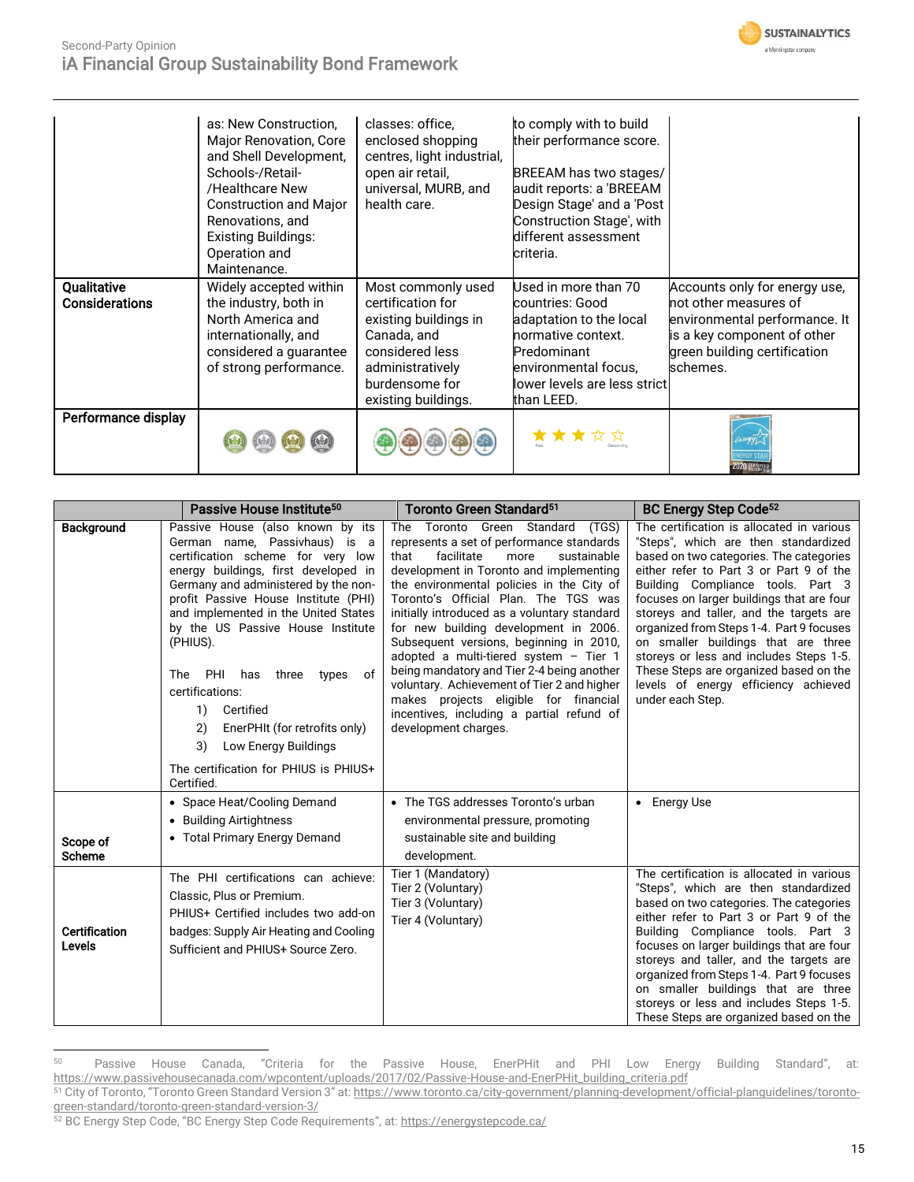|  | as: New Construction, Major Renovation, Core and Shell Development, Schools-/Retail-/Healthcare New Construction and Major Renovations, and Existing Buildings: Operation and Maintenance. | classes: office, enclosed shopping centres, light industrial, open air retail, universal, MURB, and health care. | to comply with to build their performance score. BREEAM has two stages/ audit reports: a 'BREEAM Design Stage' and a 'Post Construction Stage', with different assessment criteria. |  |
|---|---|---|---|---|
| **Qualitative Considerations** | Widely accepted within the industry, both in North America and internationally, and considered a guarantee of strong performance. | Most commonly used certification for existing buildings in Canada, and considered less administratively burdensome for existing buildings. | Used in more than 70 countries: Good adaptation to the local normative context. Predominant environmental focus, lower levels are less strict than LEED. | Accounts only for energy use, not other measures of environmental performance. It is a key component of other green building certification schemes. |
| **Performance display** |  |  | ★★★☆☆ Pass … Outstanding | ENERGY STAR 2020 CERTIFIED BUILDINGS |

|  | **Passive House Institute**[50] | **Toronto Green Standard**[51] | **BC Energy Step Code**[52] |
|---|---|---|---|
| **Background** | Passive House (also known by its German name, Passivhaus) is a certification scheme for very low energy buildings, first developed in Germany and administered by the non-profit Passive House Institute (PHI) and implemented in the United States by the US Passive House Institute (PHIUS).<br><br>The PHI has three types of certifications:<br>1) Certified<br>2) EnerPHIt (for retrofits only)<br>3) Low Energy Buildings<br><br>The certification for PHIUS is PHIUS+ Certified. | The Toronto Green Standard (TGS) represents a set of performance standards that facilitate more sustainable development in Toronto and implementing the environmental policies in the City of Toronto's Official Plan. The TGS was initially introduced as a voluntary standard for new building development in 2006. Subsequent versions, beginning in 2010, adopted a multi-tiered system – Tier 1 being mandatory and Tier 2-4 being another voluntary. Achievement of Tier 2 and higher makes projects eligible for financial incentives, including a partial refund of development charges. | The certification is allocated in various "Steps", which are then standardized based on two categories. The categories either refer to Part 3 or Part 9 of the Building Compliance tools. Part 3 focuses on larger buildings that are four storeys and taller, and the targets are organized from Steps 1-4. Part 9 focuses on smaller buildings that are three storeys or less and includes Steps 1-5. These Steps are organized based on the levels of energy efficiency achieved under each Step. |
| **Scope of Scheme** | • Space Heat/Cooling Demand<br>• Building Airtightness<br>• Total Primary Energy Demand | • The TGS addresses Toronto's urban environmental pressure, promoting sustainable site and building development. | • Energy Use |
| **Certification Levels** | The PHI certifications can achieve: Classic, Plus or Premium.<br>PHIUS+ Certified includes two add-on badges: Supply Air Heating and Cooling Sufficient and PHIUS+ Source Zero. | Tier 1 (Mandatory)<br>Tier 2 (Voluntary)<br>Tier 3 (Voluntary)<br>Tier 4 (Voluntary) | The certification is allocated in various "Steps", which are then standardized based on two categories. The categories either refer to Part 3 or Part 9 of the Building Compliance tools. Part 3 focuses on larger buildings that are four storeys and taller, and the targets are organized from Steps 1-4. Part 9 focuses on smaller buildings that are three storeys or less and includes Steps 1-5. These Steps are organized based on the |

[50] Passive House Canada, "Criteria for the Passive House, EnerPHit and PHI Low Energy Building Standard", at: https://www.passivehousecanada.com/wpcontent/uploads/2017/02/Passive-House-and-EnerPHit_building_criteria.pdf

[51] City of Toronto, "Toronto Green Standard Version 3" at: https://www.toronto.ca/city-government/planning-development/official-planguidelines/toronto-green-standard/toronto-green-standard-version-3/

[52] BC Energy Step Code, "BC Energy Step Code Requirements", at: https://energystepcode.ca/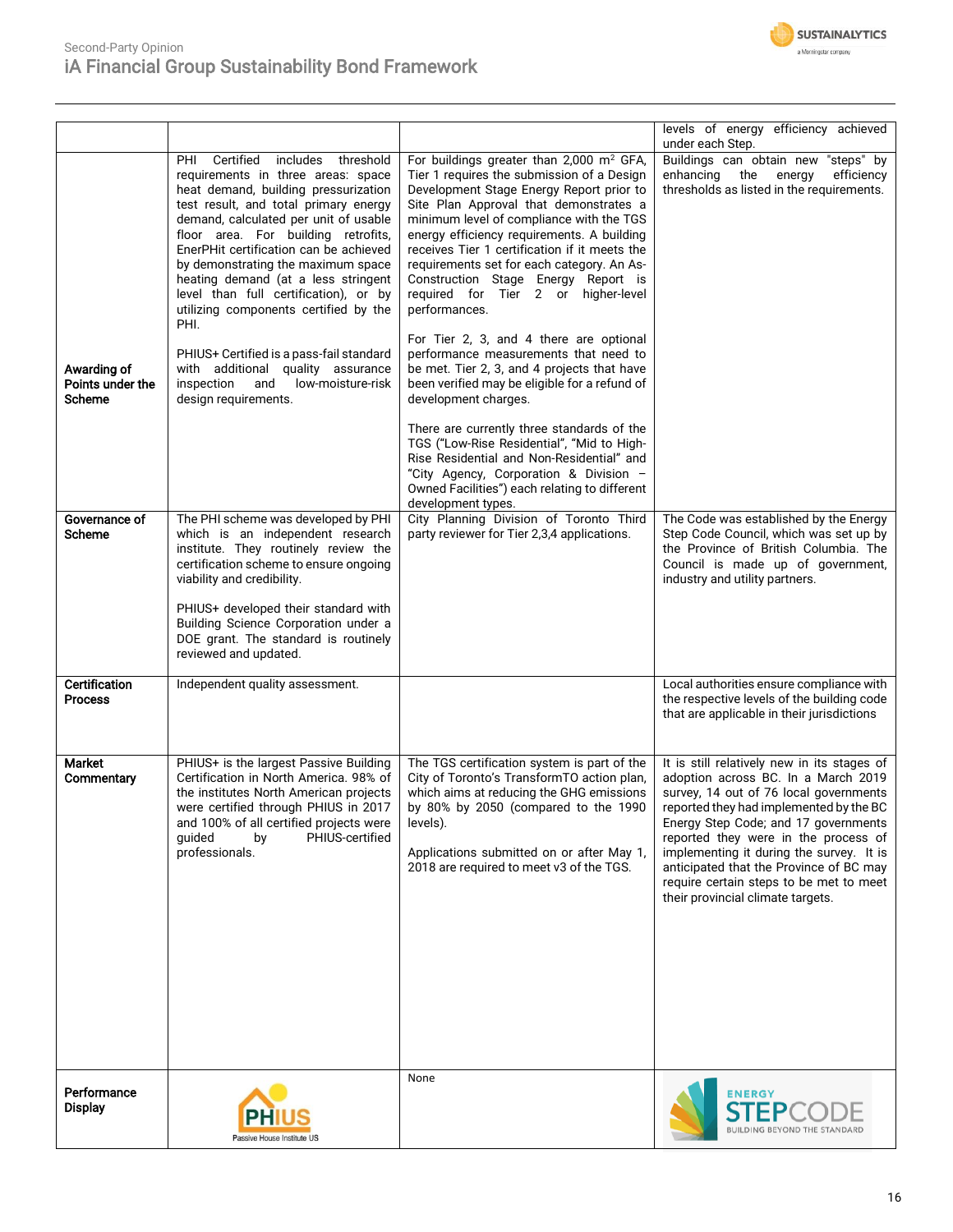| | | | |
|---|---|---|---|
| | | | levels of energy efficiency achieved under each Step. |
| **Awarding of Points under the Scheme** | PHI Certified includes threshold requirements in three areas: space heat demand, building pressurization test result, and total primary energy demand, calculated per unit of usable floor area. For building retrofits, EnerPHit certification can be achieved by demonstrating the maximum space heating demand (at a less stringent level than full certification), or by utilizing components certified by the PHI.<br><br>PHIUS+ Certified is a pass-fail standard with additional quality assurance inspection and low-moisture-risk design requirements. | For buildings greater than 2,000 $m^2$ GFA, Tier 1 requires the submission of a Design Development Stage Energy Report prior to Site Plan Approval that demonstrates a minimum level of compliance with the TGS energy efficiency requirements. A building receives Tier 1 certification if it meets the requirements set for each category. An As-Construction Stage Energy Report is required for Tier 2 or higher-level performances.<br><br>For Tier 2, 3, and 4 there are optional performance measurements that need to be met. Tier 2, 3, and 4 projects that have been verified may be eligible for a refund of development charges.<br><br>There are currently three standards of the TGS ("Low-Rise Residential", "Mid to High-Rise Residential and Non-Residential" and "City Agency, Corporation & Division – Owned Facilities") each relating to different development types. | Buildings can obtain new "steps" by enhancing the energy efficiency thresholds as listed in the requirements. |
| **Governance of Scheme** | The PHI scheme was developed by PHI which is an independent research institute. They routinely review the certification scheme to ensure ongoing viability and credibility.<br><br>PHIUS+ developed their standard with Building Science Corporation under a DOE grant. The standard is routinely reviewed and updated. | City Planning Division of Toronto Third party reviewer for Tier 2,3,4 applications. | The Code was established by the Energy Step Code Council, which was set up by the Province of British Columbia. The Council is made up of government, industry and utility partners. |
| **Certification Process** | Independent quality assessment. | | Local authorities ensure compliance with the respective levels of the building code that are applicable in their jurisdictions |
| **Market Commentary** | PHIUS+ is the largest Passive Building Certification in North America. 98% of the institutes North American projects were certified through PHIUS in 2017 and 100% of all certified projects were guided by PHIUS-certified professionals. | The TGS certification system is part of the City of Toronto's TransformTO action plan, which aims at reducing the GHG emissions by 80% by 2050 (compared to the 1990 levels).<br><br>Applications submitted on or after May 1, 2018 are required to meet v3 of the TGS. | It is still relatively new in its stages of adoption across BC. In a March 2019 survey, 14 out of 76 local governments reported they had implemented by the BC Energy Step Code; and 17 governments reported they were in the process of implementing it during the survey. It is anticipated that the Province of BC may require certain steps to be met to meet their provincial climate targets. |
| **Performance Display** | PHIUS Passive House Institute US | None | ENERGY STEPCODE BUILDING BEYOND THE STANDARD |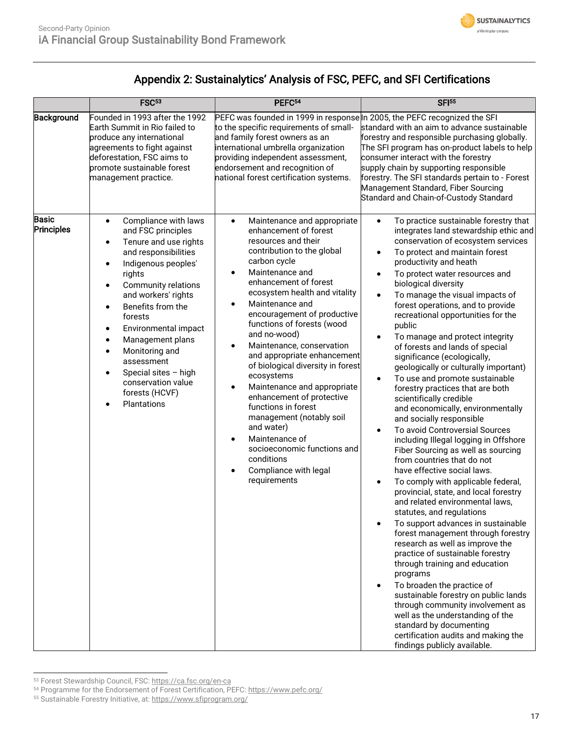## Appendix 2: Sustainalytics' Analysis of FSC, PEFC, and SFI Certifications

| | FSC[53] | PEFC[54] | SFI[55] |
|---|---|---|---|
| **Background** | Founded in 1993 after the 1992 Earth Summit in Rio failed to produce any international agreements to fight against deforestation, FSC aims to promote sustainable forest management practice. | PEFC was founded in 1999 in response to the specific requirements of small- and family forest owners as an international umbrella organization providing independent assessment, endorsement and recognition of national forest certification systems. | In 2005, the PEFC recognized the SFI standard with an aim to advance sustainable forestry and responsible purchasing globally. The SFI program has on-product labels to help consumer interact with the forestry supply chain by supporting responsible forestry. The SFI standards pertain to - Forest Management Standard, Fiber Sourcing Standard and Chain-of-Custody Standard |
| **Basic Principles** | • Compliance with laws and FSC principles<br>• Tenure and use rights and responsibilities<br>• Indigenous peoples' rights<br>• Community relations and workers' rights<br>• Benefits from the forests<br>• Environmental impact<br>• Management plans<br>• Monitoring and assessment<br>• Special sites – high conservation value forests (HCVF)<br>• Plantations | • Maintenance and appropriate enhancement of forest resources and their contribution to the global carbon cycle<br>• Maintenance and enhancement of forest ecosystem health and vitality<br>• Maintenance and encouragement of productive functions of forests (wood and no-wood)<br>• Maintenance, conservation and appropriate enhancement of biological diversity in forest ecosystems<br>• Maintenance and appropriate enhancement of protective functions in forest management (notably soil and water)<br>• Maintenance of socioeconomic functions and conditions<br>• Compliance with legal requirements | • To practice sustainable forestry that integrates land stewardship ethic and conservation of ecosystem services<br>• To protect and maintain forest productivity and heath<br>• To protect water resources and biological diversity<br>• To manage the visual impacts of forest operations, and to provide recreational opportunities for the public<br>• To manage and protect integrity of forests and lands of special significance (ecologically, geologically or culturally important)<br>• To use and promote sustainable forestry practices that are both scientifically credible and economically, environmentally and socially responsible<br>• To avoid Controversial Sources including Illegal logging in Offshore Fiber Sourcing as well as sourcing from countries that do not have effective social laws.<br>• To comply with applicable federal, provincial, state, and local forestry and related environmental laws, statutes, and regulations<br>• To support advances in sustainable forest management through forestry research as well as improve the practice of sustainable forestry through training and education programs<br>• To broaden the practice of sustainable forestry on public lands through community involvement as well as the understanding of the standard by documenting certification audits and making the findings publicly available. |

[53] Forest Stewardship Council, FSC: https://ca.fsc.org/en-ca

[54] Programme for the Endorsement of Forest Certification, PEFC: https://www.pefc.org/

[55] Sustainable Forestry Initiative, at: https://www.sfiprogram.org/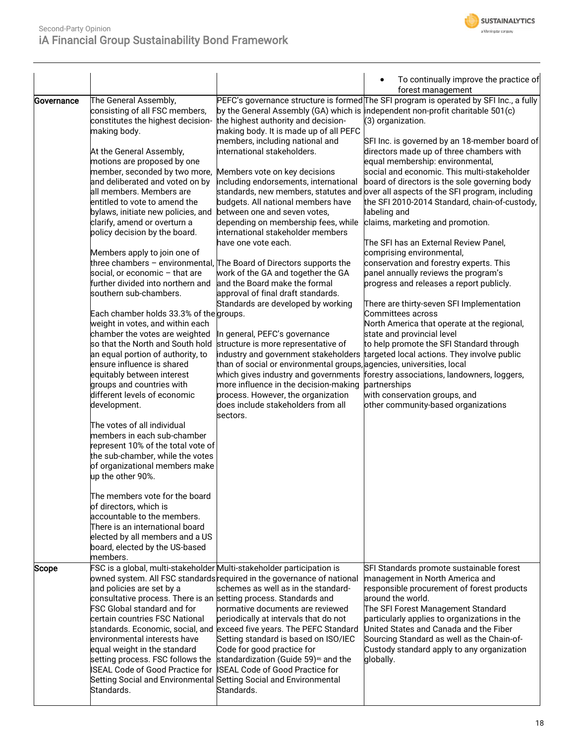| | | | |
|---|---|---|---|
| | | | • To continually improve the practice of forest management |
| **Governance** | The General Assembly, consisting of all FSC members, constitutes the highest decision-making body.<br><br>At the General Assembly, motions are proposed by one member, seconded by two more, and deliberated and voted on by all members. Members are entitled to vote to amend the bylaws, initiate new policies, and clarify, amend or overturn a policy decision by the board.<br><br>Members apply to join one of three chambers – environmental, social, or economic – that are further divided into northern and southern sub-chambers.<br><br>Each chamber holds 33.3% of the weight in votes, and within each chamber the votes are weighted so that the North and South hold an equal portion of authority, to ensure influence is shared equitably between interest groups and countries with different levels of economic development.<br><br>The votes of all individual members in each sub-chamber represent 10% of the total vote of the sub-chamber, while the votes of organizational members make up the other 90%.<br><br>The members vote for the board of directors, which is accountable to the members. There is an international board elected by all members and a US board, elected by the US-based members. | PEFC's governance structure is formed by the General Assembly (GA) which is the highest authority and decision-making body. It is made up of all PEFC members, including national and international stakeholders.<br><br>Members vote on key decisions including endorsements, international standards, new members, statutes and budgets. All national members have between one and seven votes, depending on membership fees, while international stakeholder members have one vote each.<br><br>The Board of Directors supports the work of the GA and together the GA and the Board make the formal approval of final draft standards. Standards are developed by working groups.<br><br>In general, PEFC's governance structure is more representative of industry and government stakeholders than of social or environmental groups, which gives industry and governments more influence in the decision-making process. However, the organization does include stakeholders from all sectors. | The SFI program is operated by SFI Inc., a fully independent non-profit charitable 501(c)(3) organization.<br><br>SFI Inc. is governed by an 18-member board of directors made up of three chambers with equal membership: environmental, social and economic. This multi-stakeholder board of directors is the sole governing body over all aspects of the SFI program, including the SFI 2010-2014 Standard, chain-of-custody, labeling and claims, marketing and promotion.<br><br>The SFI has an External Review Panel, comprising environmental, conservation and forestry experts. This panel annually reviews the program's progress and releases a report publicly.<br><br>There are thirty-seven SFI Implementation Committees across North America that operate at the regional, state and provincial level to help promote the SFI Standard through targeted local actions. They involve public forestry associations, landowners, loggers, agencies, universities, local partnerships with conservation groups, and other community-based organizations |
| **Scope** | FSC is a global, multi-stakeholder owned system. All FSC standards and policies are set by a consultative process. There is an FSC Global standard and for certain countries FSC National standards. Economic, social, and environmental interests have equal weight in the standard setting process. FSC follows the ISEAL Code of Good Practice for Setting Social and Environmental Standards. | Multi-stakeholder participation is required in the governance of national schemes as well as in the standard-setting process. Standards and normative documents are reviewed periodically at intervals that do not exceed five years. The PEFC Standard Setting standard is based on ISO/IEC Code for good practice for standardization (Guide 59)[46] and the ISEAL Code of Good Practice for Setting Social and Environmental Standards. | SFI Standards promote sustainable forest management in North America and responsible procurement of forest products around the world.<br>The SFI Forest Management Standard particularly applies to organizations in the United States and Canada and the Fiber Sourcing Standard as well as the Chain-of-Custody standard apply to any organization globally. |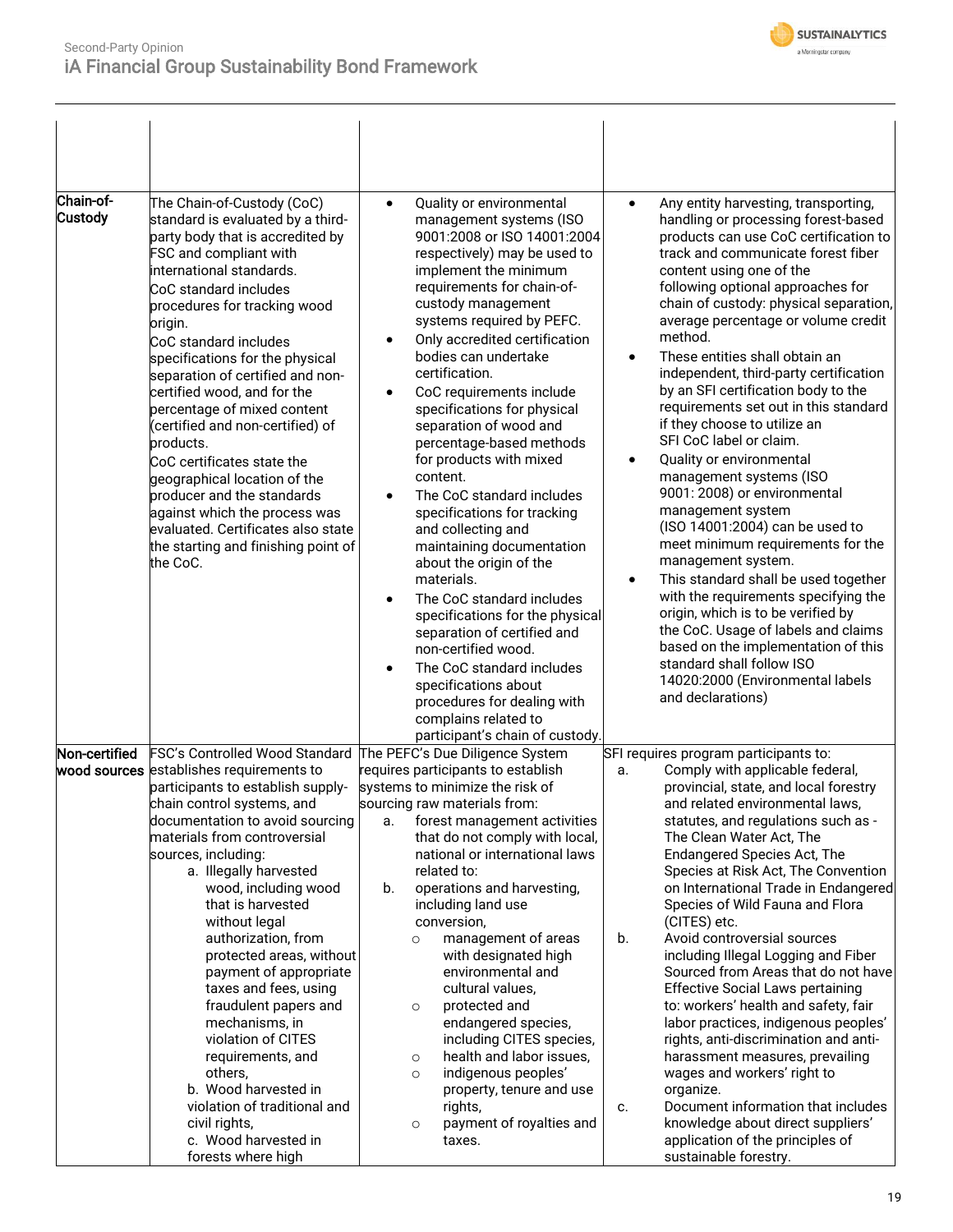| | | | |
|---|---|---|---|
| Chain-of-Custody | The Chain-of-Custody (CoC) standard is evaluated by a third-party body that is accredited by FSC and compliant with international standards.<br>CoC standard includes procedures for tracking wood origin.<br>CoC standard includes specifications for the physical separation of certified and non-certified wood, and for the percentage of mixed content (certified and non-certified) of products.<br>CoC certificates state the geographical location of the producer and the standards against which the process was evaluated. Certificates also state the starting and finishing point of the CoC. | • Quality or environmental management systems (ISO 9001:2008 or ISO 14001:2004 respectively) may be used to implement the minimum requirements for chain-of-custody management systems required by PEFC.<br>• Only accredited certification bodies can undertake certification.<br>• CoC requirements include specifications for physical separation of wood and percentage-based methods for products with mixed content.<br>• The CoC standard includes specifications for tracking and collecting and maintaining documentation about the origin of the materials.<br>• The CoC standard includes specifications for the physical separation of certified and non-certified wood.<br>• The CoC standard includes specifications about procedures for dealing with complains related to participant's chain of custody. | • Any entity harvesting, transporting, handling or processing forest-based products can use CoC certification to track and communicate forest fiber content using one of the following optional approaches for chain of custody: physical separation, average percentage or volume credit method.<br>• These entities shall obtain an independent, third-party certification by an SFI certification body to the requirements set out in this standard if they choose to utilize an SFI CoC label or claim.<br>• Quality or environmental management systems (ISO 9001: 2008) or environmental management system (ISO 14001:2004) can be used to meet minimum requirements for the management system.<br>• This standard shall be used together with the requirements specifying the origin, which is to be verified by the CoC. Usage of labels and claims based on the implementation of this standard shall follow ISO 14020:2000 (Environmental labels and declarations) |
| Non-certified wood sources | FSC's Controlled Wood Standard establishes requirements to participants to establish supply-chain control systems, and documentation to avoid sourcing materials from controversial sources, including:<br>a. Illegally harvested wood, including wood that is harvested without legal authorization, from protected areas, without payment of appropriate taxes and fees, using fraudulent papers and mechanisms, in violation of CITES requirements, and others,<br>b. Wood harvested in violation of traditional and civil rights,<br>c. Wood harvested in forests where high | The PEFC's Due Diligence System requires participants to establish systems to minimize the risk of sourcing raw materials from:<br>a. forest management activities that do not comply with local, national or international laws related to:<br>b. operations and harvesting, including land use conversion,<br>○ management of areas with designated high environmental and cultural values,<br>○ protected and endangered species, including CITES species,<br>○ health and labor issues,<br>○ indigenous peoples' property, tenure and use rights,<br>○ payment of royalties and taxes. | SFI requires program participants to:<br>a. Comply with applicable federal, provincial, state, and local forestry and related environmental laws, statutes, and regulations such as - The Clean Water Act, The Endangered Species Act, The Species at Risk Act, The Convention on International Trade in Endangered Species of Wild Fauna and Flora (CITES) etc.<br>b. Avoid controversial sources including Illegal Logging and Fiber Sourced from Areas that do not have Effective Social Laws pertaining to: workers' health and safety, fair labor practices, indigenous peoples' rights, anti-discrimination and anti-harassment measures, prevailing wages and workers' right to organize.<br>c. Document information that includes knowledge about direct suppliers' application of the principles of sustainable forestry. |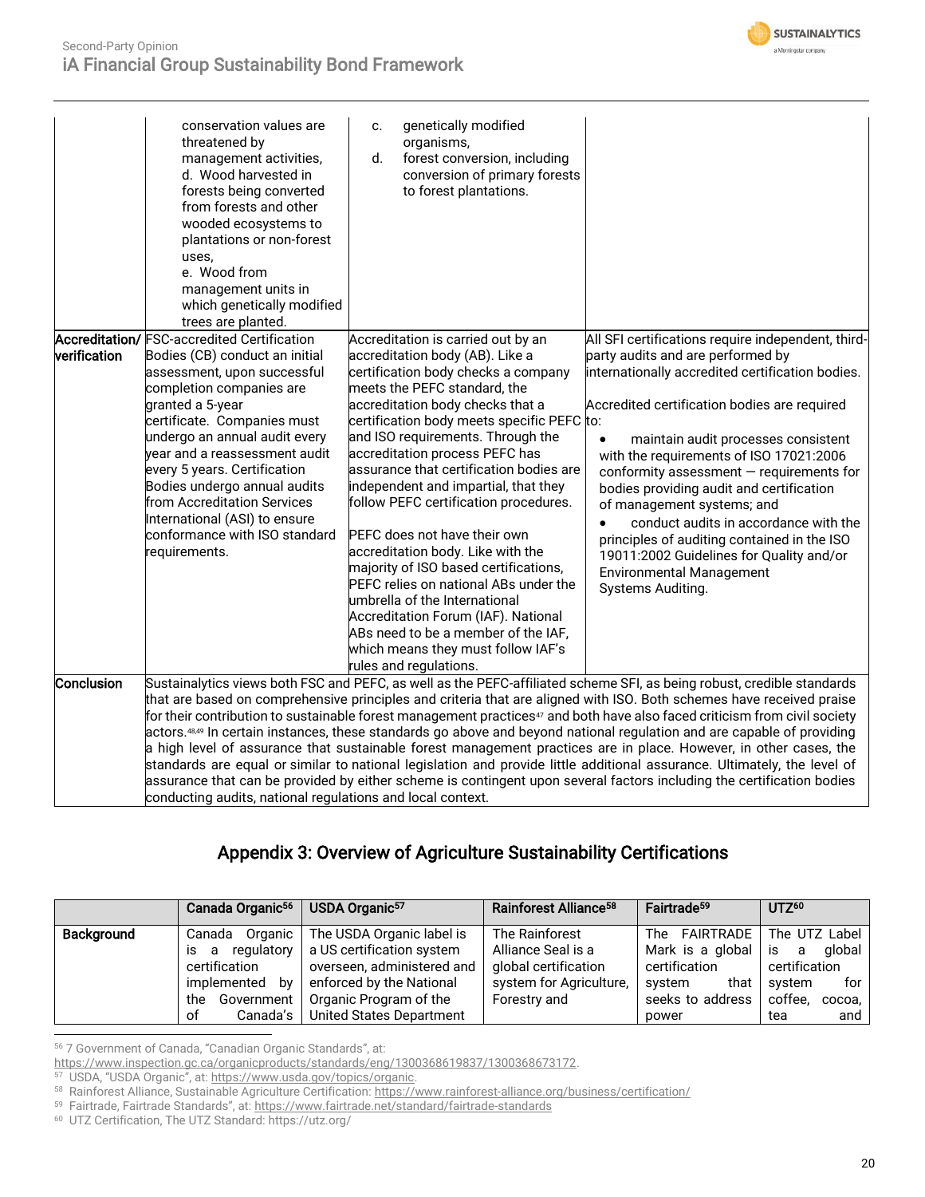| | | | |
|---|---|---|---|
| | conservation values are threatened by management activities,<br>d. Wood harvested in forests being converted from forests and other wooded ecosystems to plantations or non-forest uses,<br>e. Wood from management units in which genetically modified trees are planted. | c. genetically modified organisms,<br>d. forest conversion, including conversion of primary forests to forest plantations. | |
| **Accreditation/ verification** | FSC-accredited Certification Bodies (CB) conduct an initial assessment, upon successful completion companies are granted a 5-year certificate. Companies must undergo an annual audit every year and a reassessment audit every 5 years. Certification Bodies undergo annual audits from Accreditation Services International (ASI) to ensure conformance with ISO standard requirements. | Accreditation is carried out by an accreditation body (AB). Like a certification body checks a company meets the PEFC standard, the accreditation body checks that a certification body meets specific PEFC and ISO requirements. Through the accreditation process PEFC has assurance that certification bodies are independent and impartial, that they follow PEFC certification procedures.<br><br>PEFC does not have their own accreditation body. Like with the majority of ISO based certifications, PEFC relies on national ABs under the umbrella of the International Accreditation Forum (IAF). National ABs need to be a member of the IAF, which means they must follow IAF's rules and regulations. | All SFI certifications require independent, third-party audits and are performed by internationally accredited certification bodies.<br><br>Accredited certification bodies are required to:<br>• maintain audit processes consistent with the requirements of ISO 17021:2006 conformity assessment — requirements for bodies providing audit and certification of management systems; and<br>• conduct audits in accordance with the principles of auditing contained in the ISO 19011:2002 Guidelines for Quality and/or Environmental Management Systems Auditing. |
| **Conclusion** | Sustainalytics views both FSC and PEFC, as well as the PEFC-affiliated scheme SFI, as being robust, credible standards that are based on comprehensive principles and criteria that are aligned with ISO. Both schemes have received praise for their contribution to sustainable forest management practices[47] and both have also faced criticism from civil society actors.[48,49] In certain instances, these standards go above and beyond national regulation and are capable of providing a high level of assurance that sustainable forest management practices are in place. However, in other cases, the standards are equal or similar to national legislation and provide little additional assurance. Ultimately, the level of assurance that can be provided by either scheme is contingent upon several factors including the certification bodies conducting audits, national regulations and local context. | | |

## Appendix 3: Overview of Agriculture Sustainability Certifications

| | Canada Organic[56] | USDA Organic[57] | Rainforest Alliance[58] | Fairtrade[59] | UTZ[60] |
|---|---|---|---|---|---|
| **Background** | Canada Organic is a regulatory certification implemented by the Government of Canada's | The USDA Organic label is a US certification system overseen, administered and enforced by the National Organic Program of the United States Department | The Rainforest Alliance Seal is a global certification system for Agriculture, Forestry and | The FAIRTRADE Mark is a global certification system that seeks to address power | The UTZ Label is a global certification system for coffee, cocoa, tea and |

[56] 7 Government of Canada, "Canadian Organic Standards", at: https://www.inspection.gc.ca/organicproducts/standards/eng/1300368619837/1300368673172.

[57] USDA, "USDA Organic", at: https://www.usda.gov/topics/organic.

[58] Rainforest Alliance, Sustainable Agriculture Certification: https://www.rainforest-alliance.org/business/certification/

[59] Fairtrade, Fairtrade Standards", at: https://www.fairtrade.net/standard/fairtrade-standards

[60] UTZ Certification, The UTZ Standard: https://utz.org/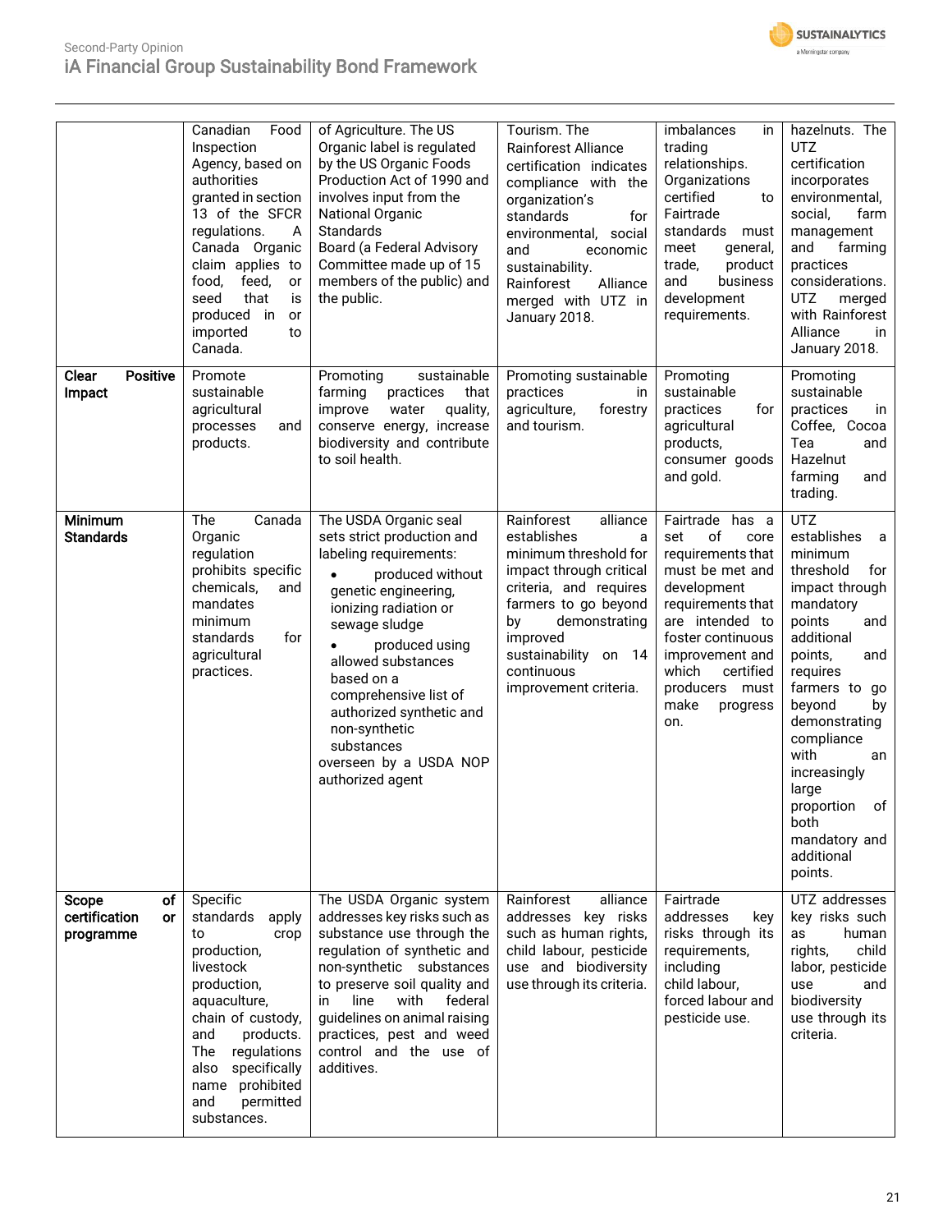| | Canadian Food Inspection Agency, based on authorities granted in section 13 of the SFCR regulations. A Canada Organic claim applies to food, feed, or seed that is produced in or imported to Canada. | of Agriculture. The US Organic label is regulated by the US Organic Foods Production Act of 1990 and involves input from the National Organic Standards Board (a Federal Advisory Committee made up of 15 members of the public) and the public. | Tourism. The Rainforest Alliance certification indicates compliance with the organization's standards for environmental, social and economic sustainability. Rainforest Alliance merged with UTZ in January 2018. | imbalances in trading relationships. Organizations certified to Fairtrade standards must meet general, trade, product and business development requirements. | hazelnuts. The UTZ certification incorporates environmental, social, farm management and farming practices considerations. UTZ merged with Rainforest Alliance in January 2018. |
|---|---|---|---|---|---|
| **Clear Positive Impact** | Promote sustainable agricultural processes and products. | Promoting sustainable farming practices that improve water quality, conserve energy, increase biodiversity and contribute to soil health. | Promoting sustainable practices in agriculture, forestry and tourism. | Promoting sustainable practices for agricultural products, consumer goods and gold. | Promoting sustainable practices in Coffee, Cocoa Tea and Hazelnut farming and trading. |
| **Minimum Standards** | The Canada Organic regulation prohibits specific chemicals, and mandates minimum standards for agricultural practices. | The USDA Organic seal sets strict production and labeling requirements: <br>• produced without genetic engineering, ionizing radiation or sewage sludge <br>• produced using allowed substances based on a comprehensive list of authorized synthetic and non-synthetic substances <br>overseen by a USDA NOP authorized agent | Rainforest alliance establishes a minimum threshold for impact through critical criteria, and requires farmers to go beyond by demonstrating improved sustainability on 14 continuous improvement criteria. | Fairtrade has a set of core requirements that must be met and development requirements that are intended to foster continuous improvement and which certified producers must make progress on. | UTZ establishes a minimum threshold for impact through mandatory points and additional points, and requires farmers to go beyond by demonstrating compliance with an increasingly large proportion of both mandatory and additional points. |
| **Scope of certification or programme** | Specific standards apply to crop production, livestock production, aquaculture, chain of custody, and products. The regulations also specifically name prohibited and permitted substances. | The USDA Organic system addresses key risks such as substance use through the regulation of synthetic and non-synthetic substances to preserve soil quality and in line with federal guidelines on animal raising practices, pest and weed control and the use of additives. | Rainforest alliance addresses key risks such as human rights, child labour, pesticide use and biodiversity use through its criteria. | Fairtrade addresses key risks through its requirements, including child labour, forced labour and pesticide use. | UTZ addresses key risks such as human rights, child labor, pesticide use and biodiversity use through its criteria. |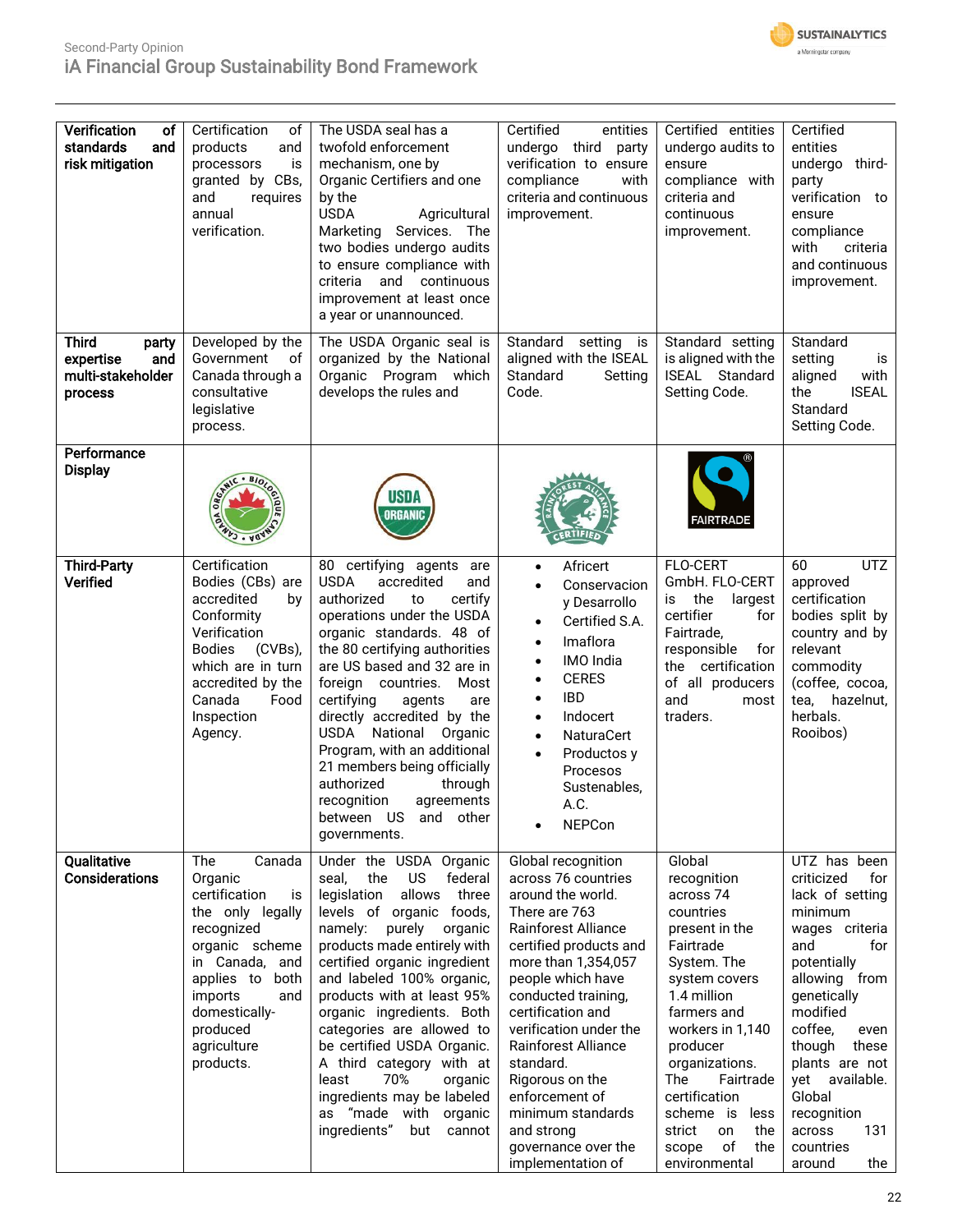| Verification of standards and risk mitigation | Certification of products and processors is granted by CBs, and requires annual verification. | The USDA seal has a twofold enforcement mechanism, one by Organic Certifiers and one by the USDA Agricultural Marketing Services. The two bodies undergo audits to ensure compliance with criteria and continuous improvement at least once a year or unannounced. | Certified entities undergo third party verification to ensure compliance with criteria and continuous improvement. | Certified entities undergo audits to ensure compliance with criteria and continuous improvement. | Certified entities undergo third-party verification to ensure compliance with criteria and continuous improvement. |
|---|---|---|---|---|---|
| **Third party expertise and multi-stakeholder process** | Developed by the Government of Canada through a consultative legislative process. | The USDA Organic seal is organized by the National Organic Program which develops the rules and | Standard setting is aligned with the ISEAL Standard Setting Code. | Standard setting is aligned with the ISEAL Standard Setting Code. | Standard setting is aligned with the ISEAL Standard Setting Code. |
| **Performance Display** | CANADA ORGANIC • BIOLOGIQUE CANADA | USDA ORGANIC | RAINFOREST ALLIANCE CERTIFIED | FAIRTRADE | |
| **Third-Party Verified** | Certification Bodies (CBs) are accredited by Conformity Verification Bodies (CVBs), which are in turn accredited by the Canada Food Inspection Agency. | 80 certifying agents are accredited and authorized to certify operations under the USDA organic standards. 48 of the 80 certifying authorities are US based and 32 are in foreign countries. Most certifying agents are directly accredited by the USDA National Organic Program, with an additional 21 members being officially authorized through recognition agreements between US and other governments. | • Africert<br>• Conservacion y Desarrollo<br>• Certified S.A.<br>• Imaflora<br>• IMO India<br>• CERES<br>• IBD<br>• Indocert<br>• NaturaCert<br>• Productos y Procesos Sustenables, A.C.<br>• NEPCon | FLO-CERT GmbH. FLO-CERT is the largest certifier for Fairtrade, responsible for the certification of all producers and most traders. | 60 UTZ approved certification bodies split by country and by relevant commodity (coffee, cocoa, tea, hazelnut, herbals. Rooibos) |
| **Qualitative Considerations** | The Canada Organic certification is the only legally recognized organic scheme in Canada, and applies to both imports and domestically-produced agriculture products. | Under the USDA Organic seal, the US federal legislation allows three levels of organic foods, namely: purely organic products made entirely with certified organic ingredient and labeled 100% organic, products with at least 95% organic ingredients. Both categories are allowed to be certified USDA Organic. A third category with at least 70% organic ingredients may be labeled as "made with organic ingredients" but cannot | Global recognition across 76 countries around the world. There are 763 Rainforest Alliance certified products and more than 1,354,057 people which have conducted training, certification and verification under the Rainforest Alliance standard. Rigorous on the enforcement of minimum standards and strong governance over the implementation of | Global recognition across 74 countries present in the Fairtrade System. The system covers 1.4 million farmers and workers in 1,140 producer organizations. The Fairtrade certification scheme is less strict on the scope of the environmental | UTZ has been criticized for lack of setting minimum wages criteria and for potentially allowing from genetically modified coffee, even though these plants are not yet available. Global recognition across 131 countries around the |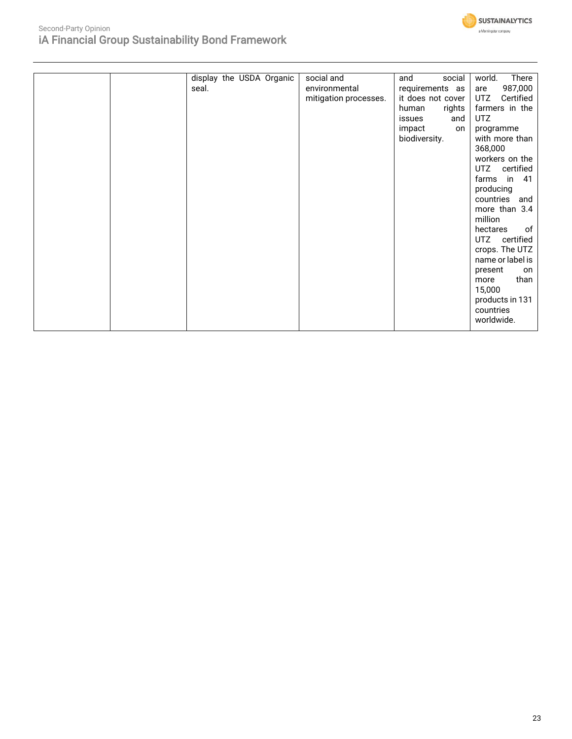|  |  | display the USDA Organic seal. | social and environmental mitigation processes. | and social requirements as it does not cover human rights issues and impact on biodiversity. | world. There are 987,000 UTZ Certified farmers in the UTZ programme with more than 368,000 workers on the UTZ certified farms in 41 producing countries and more than 3.4 million hectares of UTZ certified crops. The UTZ name or label is present on more than 15,000 products in 131 countries worldwide. |
|---|---|---|---|---|---|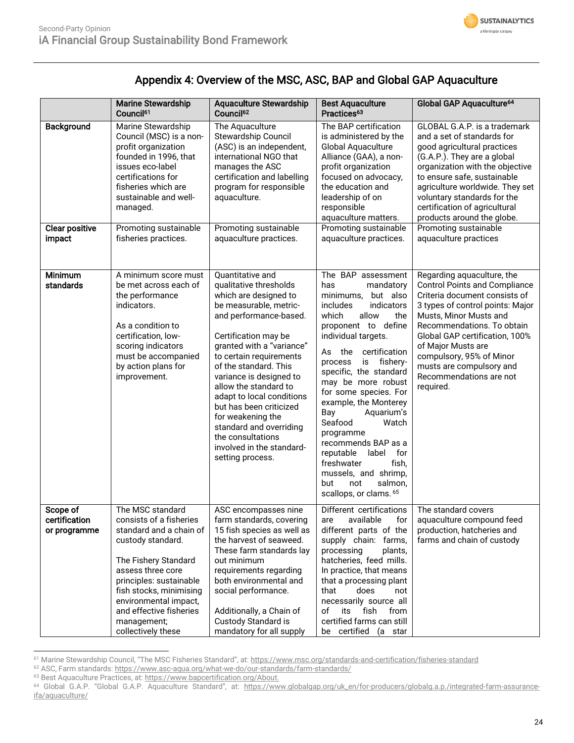## Appendix 4: Overview of the MSC, ASC, BAP and Global GAP Aquaculture

| | Marine Stewardship Council[61] | Aquaculture Stewardship Council[62] | Best Aquaculture Practices[63] | Global GAP Aquaculture[64] |
|---|---|---|---|---|
| **Background** | Marine Stewardship Council (MSC) is a non-profit organization founded in 1996, that issues eco-label certifications for fisheries which are sustainable and well-managed. | The Aquaculture Stewardship Council (ASC) is an independent, international NGO that manages the ASC certification and labelling program for responsible aquaculture. | The BAP certification is administered by the Global Aquaculture Alliance (GAA), a non-profit organization focused on advocacy, the education and leadership of on responsible aquaculture matters. | GLOBAL G.A.P. is a trademark and a set of standards for good agricultural practices (G.A.P.). They are a global organization with the objective to ensure safe, sustainable agriculture worldwide. They set voluntary standards for the certification of agricultural products around the globe. |
| **Clear positive impact** | Promoting sustainable fisheries practices. | Promoting sustainable aquaculture practices. | Promoting sustainable aquaculture practices. | Promoting sustainable aquaculture practices |
| **Minimum standards** | A minimum score must be met across each of the performance indicators.<br><br>As a condition to certification, low-scoring indicators must be accompanied by action plans for improvement. | Quantitative and qualitative thresholds which are designed to be measurable, metric-and performance-based.<br><br>Certification may be granted with a "variance" to certain requirements of the standard. This variance is designed to allow the standard to adapt to local conditions but has been criticized for weakening the standard and overriding the consultations involved in the standard-setting process. | The BAP assessment has mandatory minimums, but also includes indicators which allow the proponent to define individual targets.<br><br>As the certification process is fishery-specific, the standard may be more robust for some species. For example, the Monterey Bay Aquarium's Seafood Watch programme recommends BAP as a reputable label for freshwater fish, mussels, and shrimp, but not salmon, scallops, or clams.[65] | Regarding aquaculture, the Control Points and Compliance Criteria document consists of 3 types of control points: Major Musts, Minor Musts and Recommendations. To obtain Global GAP certification, 100% of Major Musts are compulsory, 95% of Minor musts are compulsory and Recommendations are not required. |
| **Scope of certification or programme** | The MSC standard consists of a fisheries standard and a chain of custody standard.<br><br>The Fishery Standard assess three core principles: sustainable fish stocks, minimising environmental impact, and effective fisheries management; collectively these | ASC encompasses nine farm standards, covering 15 fish species as well as the harvest of seaweed. These farm standards lay out minimum requirements regarding both environmental and social performance.<br><br>Additionally, a Chain of Custody Standard is mandatory for all supply | Different certifications are available for different parts of the supply chain: farms, processing plants, hatcheries, feed mills. In practice, that means that a processing plant that does not necessarily source all of its fish from certified farms can still be certified (a star | The standard covers aquaculture compound feed production, hatcheries and farms and chain of custody |

[61] Marine Stewardship Council, "The MSC Fisheries Standard", at: https://www.msc.org/standards-and-certification/fisheries-standard
[62] ASC, Farm standards: https://www.asc-aqua.org/what-we-do/our-standards/farm-standards/
[63] Best Aquaculture Practices, at: https://www.bapcertification.org/About.
[64] Global G.A.P. "Global G.A.P. Aquaculture Standard", at: https://www.globalgap.org/uk_en/for-producers/globalg.a.p./integrated-farm-assurance-ifa/aquaculture/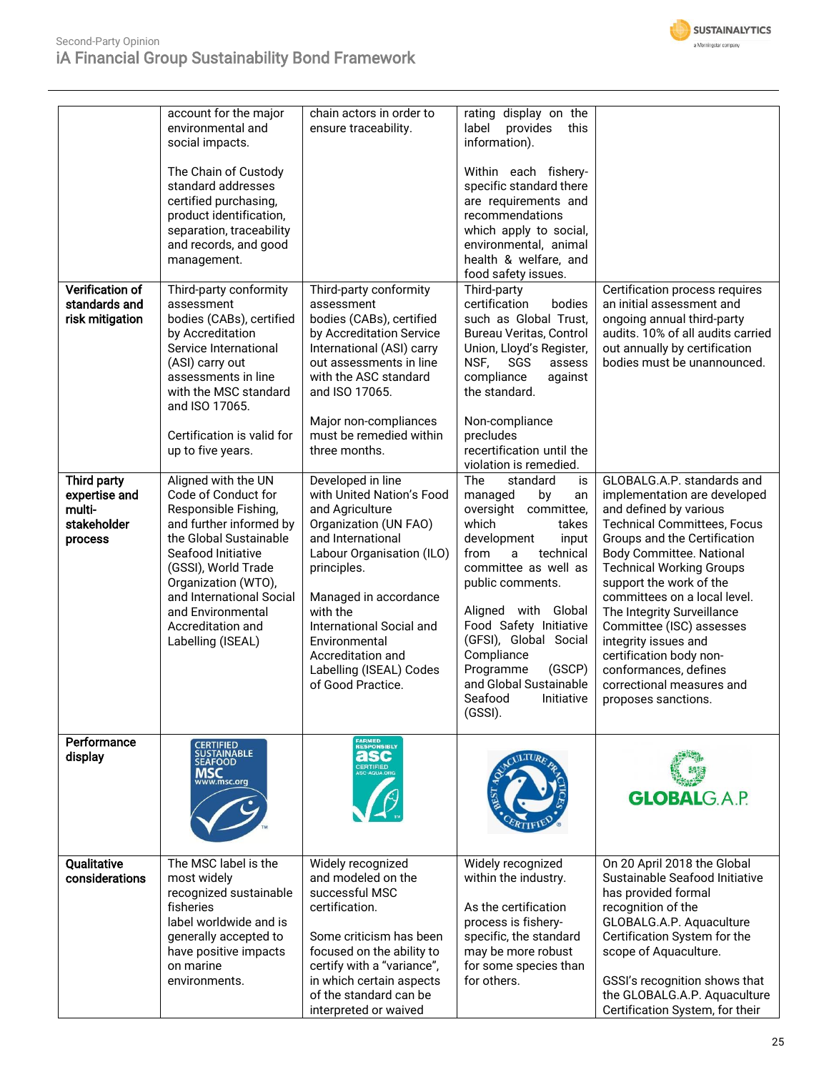| | | | | |
|---|---|---|---|---|
| | account for the major environmental and social impacts.<br><br>The Chain of Custody standard addresses certified purchasing, product identification, separation, traceability and records, and good management. | chain actors in order to ensure traceability. | rating display on the label provides this information).<br><br>Within each fishery-specific standard there are requirements and recommendations which apply to social, environmental, animal health & welfare, and food safety issues. | |
| **Verification of standards and risk mitigation** | Third-party conformity assessment bodies (CABs), certified by Accreditation Service International (ASI) carry out assessments in line with the MSC standard and ISO 17065.<br><br>Certification is valid for up to five years. | Third-party conformity assessment bodies (CABs), certified by Accreditation Service International (ASI) carry out assessments in line with the ASC standard and ISO 17065.<br><br>Major non-compliances must be remedied within three months. | Third-party certification bodies such as Global Trust, Bureau Veritas, Control Union, Lloyd's Register, NSF, SGS assess compliance against the standard.<br><br>Non-compliance precludes recertification until the violation is remedied. | Certification process requires an initial assessment and ongoing annual third-party audits. 10% of all audits carried out annually by certification bodies must be unannounced. |
| **Third party expertise and multi-stakeholder process** | Aligned with the UN Code of Conduct for Responsible Fishing, and further informed by the Global Sustainable Seafood Initiative (GSSI), World Trade Organization (WTO), and International Social and Environmental Accreditation and Labelling (ISEAL) | Developed in line with United Nation's Food and Agriculture Organization (UN FAO) and International Labour Organisation (ILO) principles.<br><br>Managed in accordance with the International Social and Environmental Accreditation and Labelling (ISEAL) Codes of Good Practice. | The standard is managed by an oversight committee, which takes development input from a technical committee as well as public comments.<br><br>Aligned with Global Food Safety Initiative (GFSI), Global Social Compliance Programme (GSCP) and Global Sustainable Seafood Initiative (GSSI). | GLOBALG.A.P. standards and implementation are developed and defined by various Technical Committees, Focus Groups and the Certification Body Committee. National Technical Working Groups support the work of the committees on a local level. The Integrity Surveillance Committee (ISC) assesses integrity issues and certification body non-conformances, defines correctional measures and proposes sanctions. |
| **Performance display** | CERTIFIED SUSTAINABLE SEAFOOD MSC www.msc.org | FARMED RESPONSIBLY asc CERTIFIED ASC-AQUA.ORG | BEST AQUACULTURE PRACTICES CERTIFIED | GLOBALG.A.P. |
| **Qualitative considerations** | The MSC label is the most widely recognized sustainable fisheries label worldwide and is generally accepted to have positive impacts on marine environments. | Widely recognized and modeled on the successful MSC certification.<br><br>Some criticism has been focused on the ability to certify with a "variance", in which certain aspects of the standard can be interpreted or waived | Widely recognized within the industry.<br><br>As the certification process is fishery-specific, the standard may be more robust for some species than for others. | On 20 April 2018 the Global Sustainable Seafood Initiative has provided formal recognition of the GLOBALG.A.P. Aquaculture Certification System for the scope of Aquaculture.<br><br>GSSI's recognition shows that the GLOBALG.A.P. Aquaculture Certification System, for their |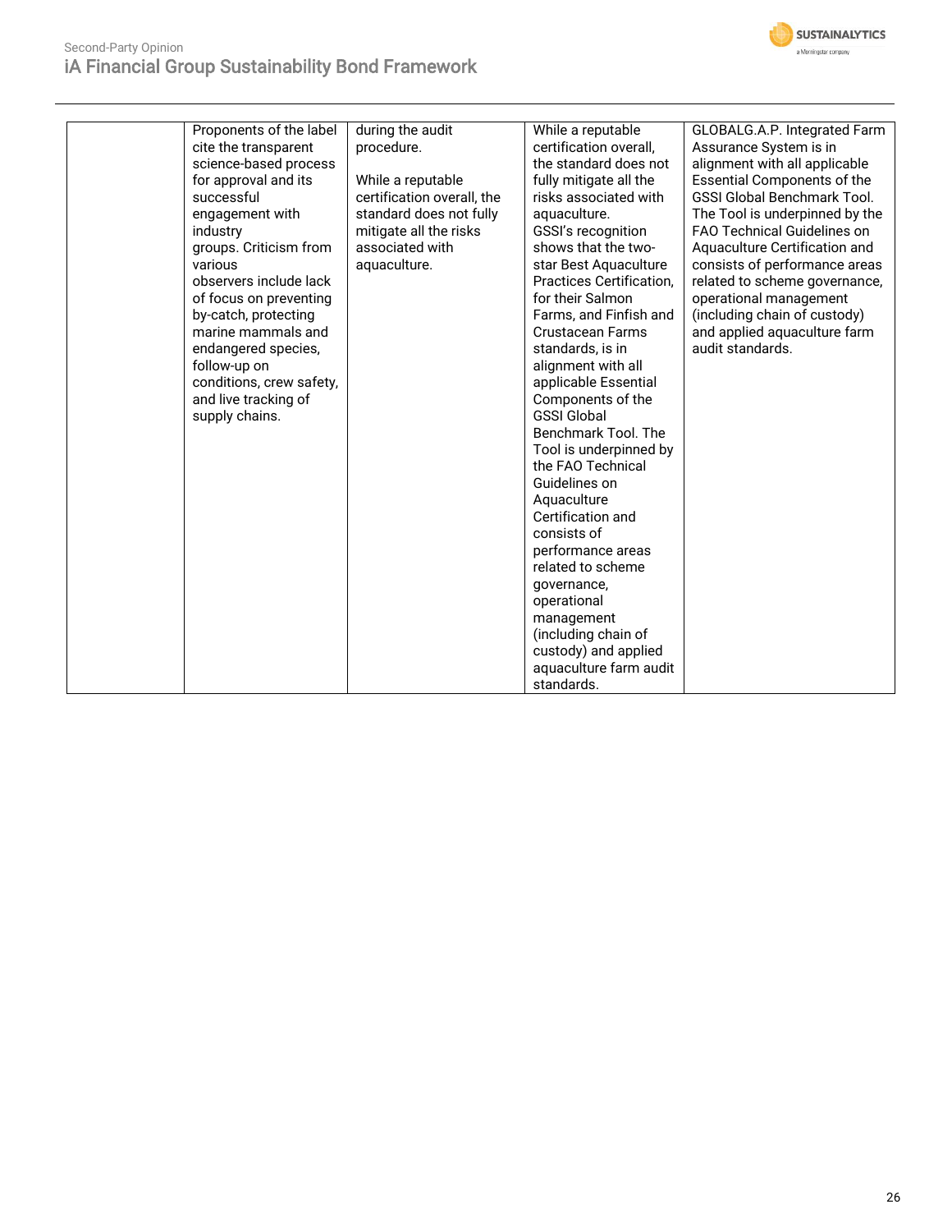| | | | | |
|---|---|---|---|---|
| | Proponents of the label cite the transparent science-based process for approval and its successful engagement with industry groups. Criticism from various observers include lack of focus on preventing by-catch, protecting marine mammals and endangered species, follow-up on conditions, crew safety, and live tracking of supply chains. | during the audit procedure.<br><br>While a reputable certification overall, the standard does not fully mitigate all the risks associated with aquaculture. | While a reputable certification overall, the standard does not fully mitigate all the risks associated with aquaculture. GSSI's recognition shows that the two-star Best Aquaculture Practices Certification, for their Salmon Farms, and Finfish and Crustacean Farms standards, is in alignment with all applicable Essential Components of the GSSI Global Benchmark Tool. The Tool is underpinned by the FAO Technical Guidelines on Aquaculture Certification and consists of performance areas related to scheme governance, operational management (including chain of custody) and applied aquaculture farm audit standards. | GLOBALG.A.P. Integrated Farm Assurance System is in alignment with all applicable Essential Components of the GSSI Global Benchmark Tool. The Tool is underpinned by the FAO Technical Guidelines on Aquaculture Certification and consists of performance areas related to scheme governance, operational management (including chain of custody) and applied aquaculture farm audit standards. |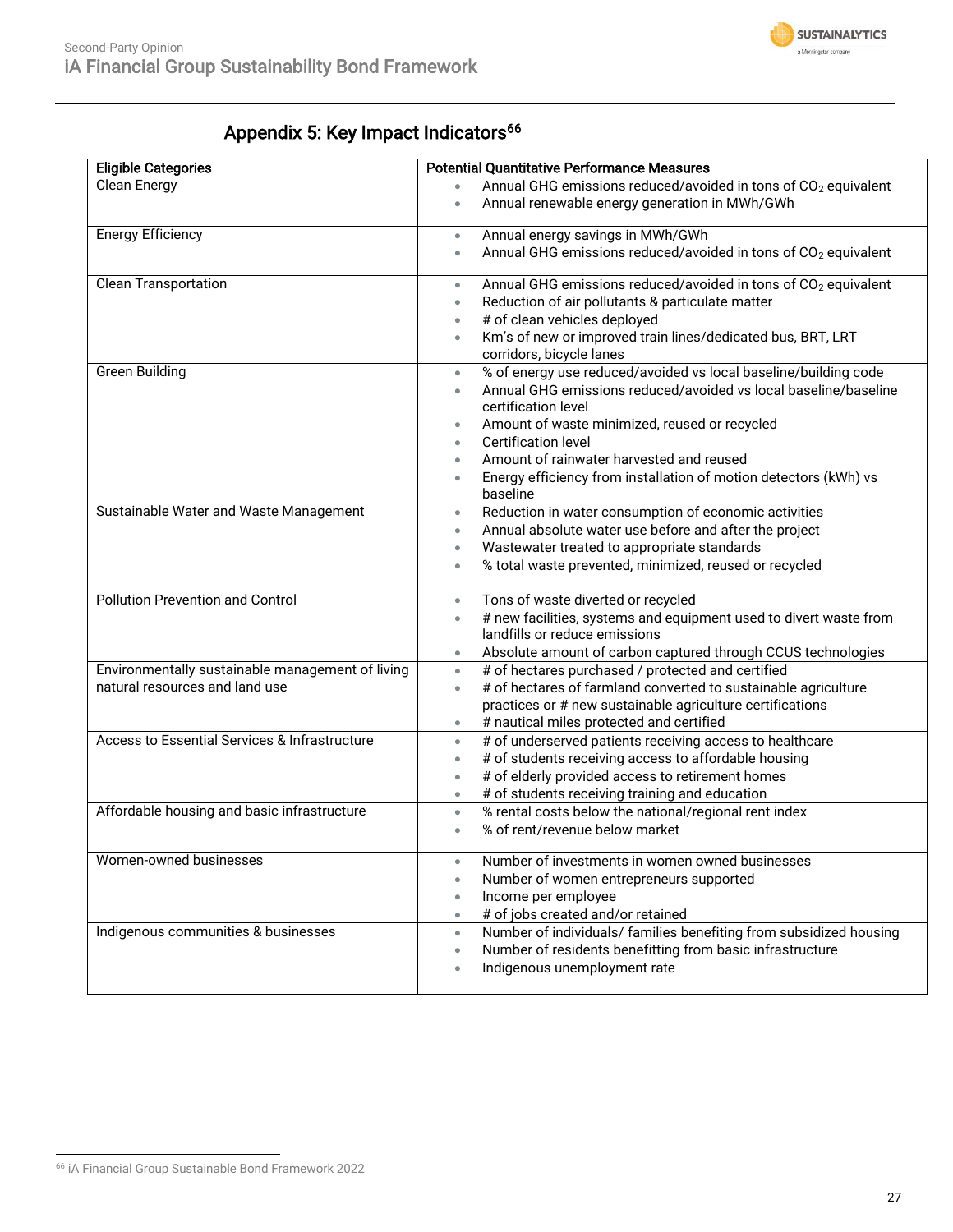## Appendix 5: Key Impact Indicators[66]

| Eligible Categories | Potential Quantitative Performance Measures |
|---|---|
| Clean Energy | • Annual GHG emissions reduced/avoided in tons of $CO_2$ equivalent<br>• Annual renewable energy generation in MWh/GWh |
| Energy Efficiency | • Annual energy savings in MWh/GWh<br>• Annual GHG emissions reduced/avoided in tons of $CO_2$ equivalent |
| Clean Transportation | • Annual GHG emissions reduced/avoided in tons of $CO_2$ equivalent<br>• Reduction of air pollutants & particulate matter<br>• # of clean vehicles deployed<br>• Km's of new or improved train lines/dedicated bus, BRT, LRT corridors, bicycle lanes |
| Green Building | • % of energy use reduced/avoided vs local baseline/building code<br>• Annual GHG emissions reduced/avoided vs local baseline/baseline certification level<br>• Amount of waste minimized, reused or recycled<br>• Certification level<br>• Amount of rainwater harvested and reused<br>• Energy efficiency from installation of motion detectors (kWh) vs baseline |
| Sustainable Water and Waste Management | • Reduction in water consumption of economic activities<br>• Annual absolute water use before and after the project<br>• Wastewater treated to appropriate standards<br>• % total waste prevented, minimized, reused or recycled |
| Pollution Prevention and Control | • Tons of waste diverted or recycled<br>• # new facilities, systems and equipment used to divert waste from landfills or reduce emissions<br>• Absolute amount of carbon captured through CCUS technologies |
| Environmentally sustainable management of living natural resources and land use | • # of hectares purchased / protected and certified<br>• # of hectares of farmland converted to sustainable agriculture practices or # new sustainable agriculture certifications<br>• # nautical miles protected and certified |
| Access to Essential Services & Infrastructure | • # of underserved patients receiving access to healthcare<br>• # of students receiving access to affordable housing<br>• # of elderly provided access to retirement homes<br>• # of students receiving training and education |
| Affordable housing and basic infrastructure | • % rental costs below the national/regional rent index<br>• % of rent/revenue below market |
| Women-owned businesses | • Number of investments in women owned businesses<br>• Number of women entrepreneurs supported<br>• Income per employee<br>• # of jobs created and/or retained |
| Indigenous communities & businesses | • Number of individuals/ families benefiting from subsidized housing<br>• Number of residents benefitting from basic infrastructure<br>• Indigenous unemployment rate |

[66] iA Financial Group Sustainable Bond Framework 2022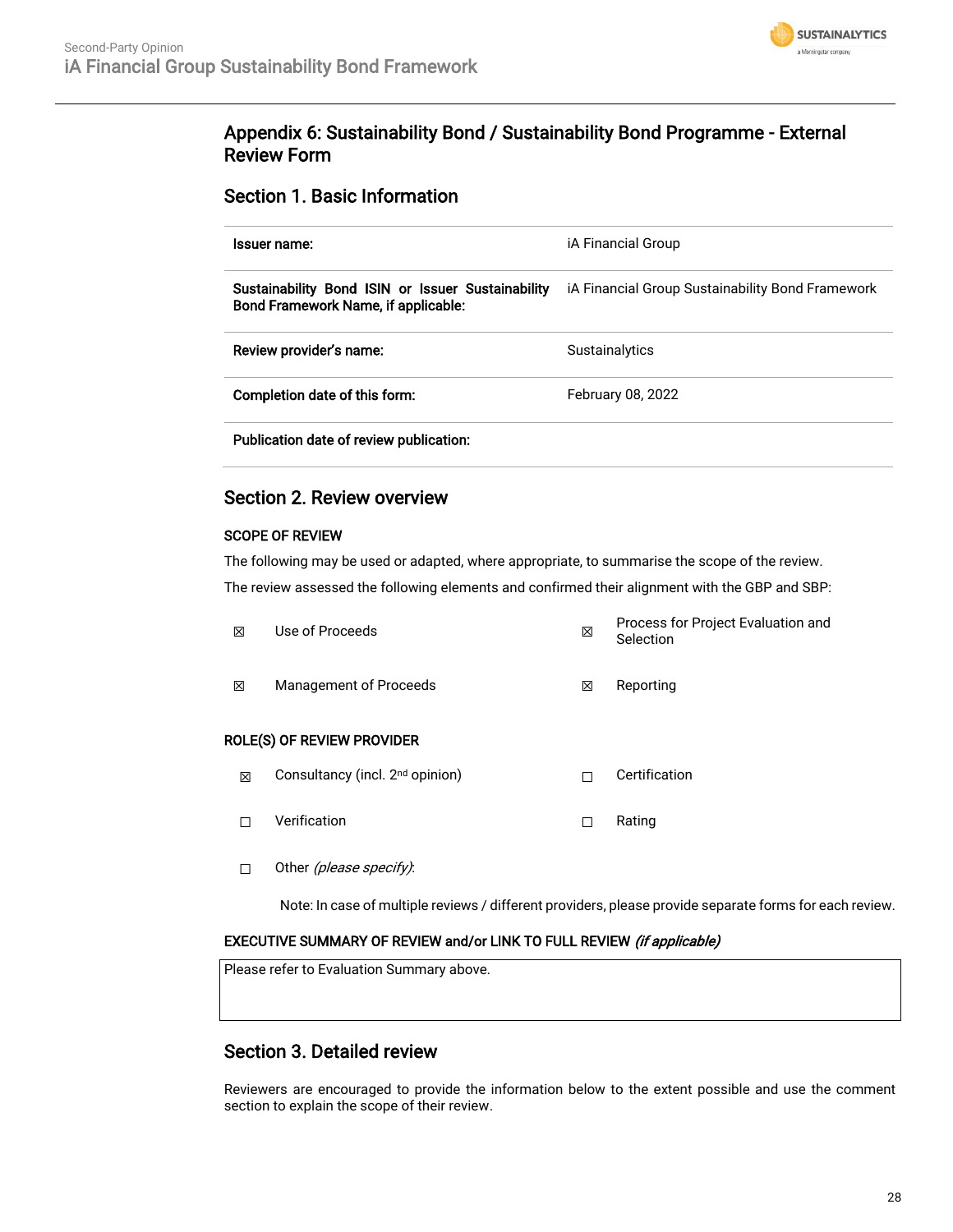## Appendix 6: Sustainability Bond / Sustainability Bond Programme - External Review Form

### Section 1. Basic Information

| | |
|---|---|
| **Issuer name:** | iA Financial Group |
| **Sustainability Bond ISIN or Issuer Sustainability Bond Framework Name, if applicable:** | iA Financial Group Sustainability Bond Framework |
| **Review provider's name:** | Sustainalytics |
| **Completion date of this form:** | February 08, 2022 |
| **Publication date of review publication:** | |

### Section 2. Review overview

**SCOPE OF REVIEW**

The following may be used or adapted, where appropriate, to summarise the scope of the review.

The review assessed the following elements and confirmed their alignment with the GBP and SBP:

| | | | |
|---|---|---|---|
| ☒ | Use of Proceeds | ☒ | Process for Project Evaluation and Selection |
| ☒ | Management of Proceeds | ☒ | Reporting |

**ROLE(S) OF REVIEW PROVIDER**

| | | | |
|---|---|---|---|
| ☒ | Consultancy (incl. 2nd opinion) | ☐ | Certification |
| ☐ | Verification | ☐ | Rating |
| ☐ | Other *(please specify)*: | | |

Note: In case of multiple reviews / different providers, please provide separate forms for each review.

**EXECUTIVE SUMMARY OF REVIEW and/or LINK TO FULL REVIEW** ***(if applicable)***

Please refer to Evaluation Summary above.

### Section 3. Detailed review

Reviewers are encouraged to provide the information below to the extent possible and use the comment section to explain the scope of their review.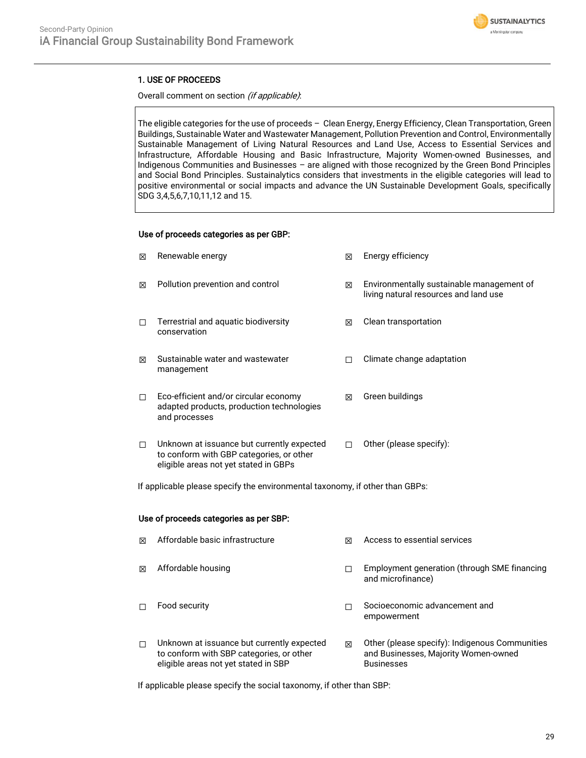### 1. USE OF PROCEEDS

Overall comment on section *(if applicable)*:

> The eligible categories for the use of proceeds – Clean Energy, Energy Efficiency, Clean Transportation, Green Buildings, Sustainable Water and Wastewater Management, Pollution Prevention and Control, Environmentally Sustainable Management of Living Natural Resources and Land Use, Access to Essential Services and Infrastructure, Affordable Housing and Basic Infrastructure, Majority Women-owned Businesses, and Indigenous Communities and Businesses – are aligned with those recognized by the Green Bond Principles and Social Bond Principles. Sustainalytics considers that investments in the eligible categories will lead to positive environmental or social impacts and advance the UN Sustainable Development Goals, specifically SDG 3,4,5,6,7,10,11,12 and 15.

**Use of proceeds categories as per GBP:**

- ☒ Renewable energy
- ☒ Energy efficiency
- ☒ Pollution prevention and control
- ☒ Environmentally sustainable management of living natural resources and land use
- ☐ Terrestrial and aquatic biodiversity conservation
- ☒ Clean transportation
- ☒ Sustainable water and wastewater management
- ☐ Climate change adaptation
- ☐ Eco-efficient and/or circular economy adapted products, production technologies and processes
- ☒ Green buildings
- ☐ Unknown at issuance but currently expected to conform with GBP categories, or other eligible areas not yet stated in GBPs
- ☐ Other (please specify):

If applicable please specify the environmental taxonomy, if other than GBPs:

**Use of proceeds categories as per SBP:**

- ☒ Affordable basic infrastructure
- ☒ Access to essential services
- ☒ Affordable housing
- ☐ Employment generation (through SME financing and microfinance)
- ☐ Food security
- ☐ Socioeconomic advancement and empowerment
- ☐ Unknown at issuance but currently expected to conform with SBP categories, or other eligible areas not yet stated in SBP
- ☒ Other (please specify): Indigenous Communities and Businesses, Majority Women-owned Businesses

If applicable please specify the social taxonomy, if other than SBP: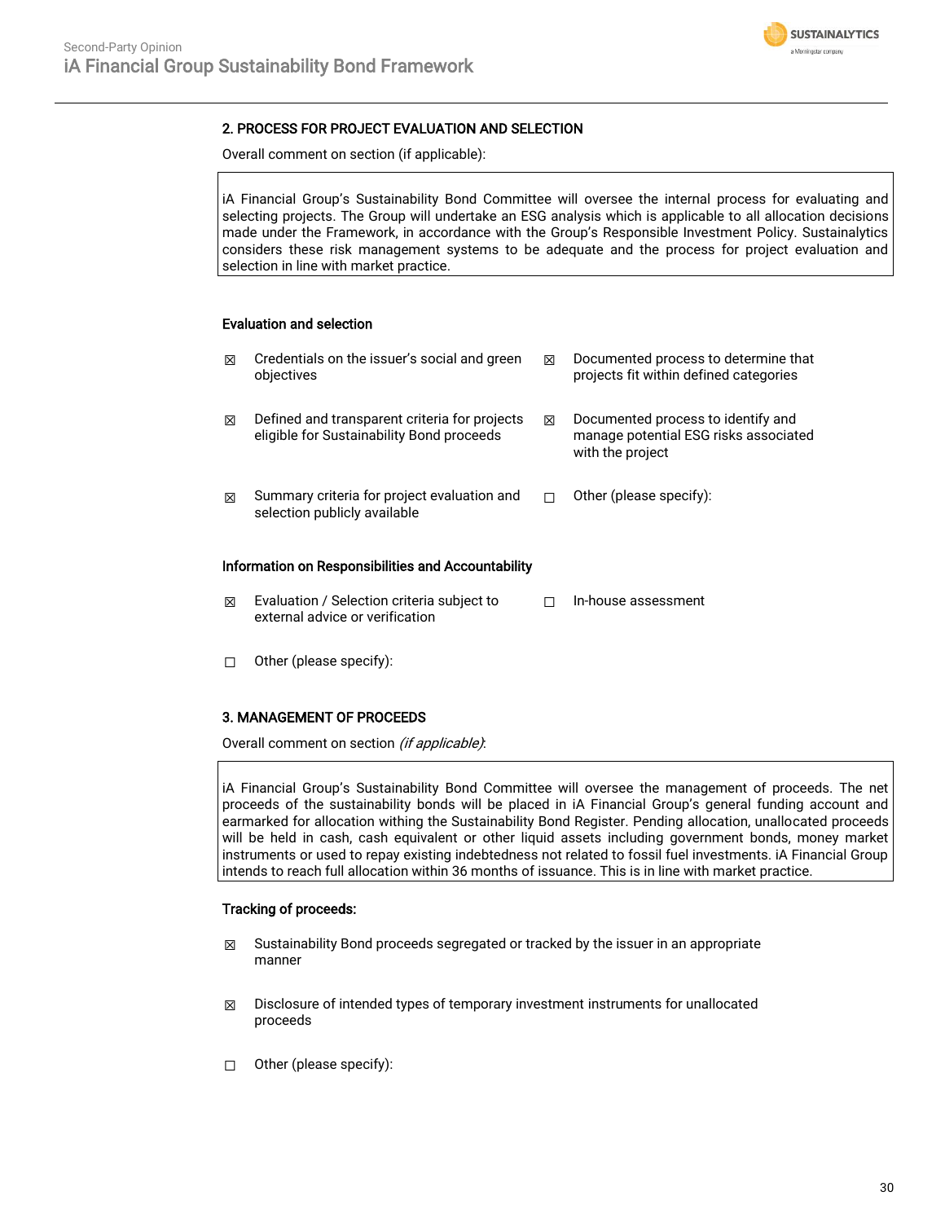## 2. PROCESS FOR PROJECT EVALUATION AND SELECTION

Overall comment on section (if applicable):

iA Financial Group's Sustainability Bond Committee will oversee the internal process for evaluating and selecting projects. The Group will undertake an ESG analysis which is applicable to all allocation decisions made under the Framework, in accordance with the Group's Responsible Investment Policy. Sustainalytics considers these risk management systems to be adequate and the process for project evaluation and selection in line with market practice.

### Evaluation and selection

- ☒ Credentials on the issuer's social and green objectives
- ☒ Documented process to determine that projects fit within defined categories
- ☒ Defined and transparent criteria for projects eligible for Sustainability Bond proceeds
- ☒ Documented process to identify and manage potential ESG risks associated with the project
- ☒ Summary criteria for project evaluation and selection publicly available
- ☐ Other (please specify):

### Information on Responsibilities and Accountability

- ☒ Evaluation / Selection criteria subject to external advice or verification
- ☐ In-house assessment
- ☐ Other (please specify):

## 3. MANAGEMENT OF PROCEEDS

Overall comment on section *(if applicable)*:

iA Financial Group's Sustainability Bond Committee will oversee the management of proceeds. The net proceeds of the sustainability bonds will be placed in iA Financial Group's general funding account and earmarked for allocation withing the Sustainability Bond Register. Pending allocation, unallocated proceeds will be held in cash, cash equivalent or other liquid assets including government bonds, money market instruments or used to repay existing indebtedness not related to fossil fuel investments. iA Financial Group intends to reach full allocation within 36 months of issuance. This is in line with market practice.

### Tracking of proceeds:

- ☒ Sustainability Bond proceeds segregated or tracked by the issuer in an appropriate manner
- ☒ Disclosure of intended types of temporary investment instruments for unallocated proceeds
- ☐ Other (please specify):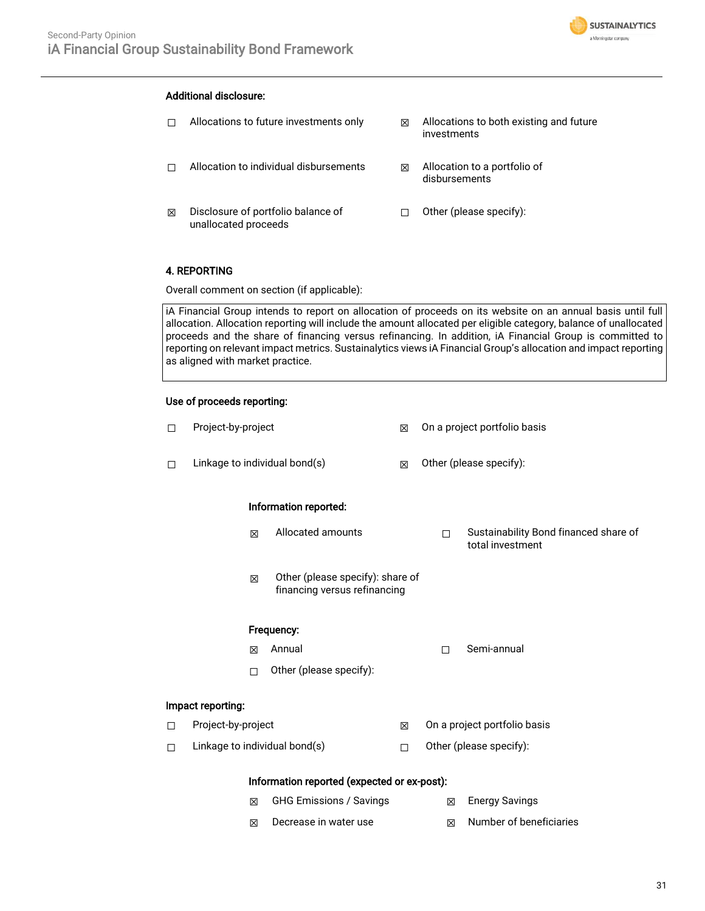**Additional disclosure:**

| | | | |
|---|---|---|---|
| ☐ | Allocations to future investments only | ☒ | Allocations to both existing and future investments |
| ☐ | Allocation to individual disbursements | ☒ | Allocation to a portfolio of disbursements |
| ☒ | Disclosure of portfolio balance of unallocated proceeds | ☐ | Other (please specify): |

**4. REPORTING**

Overall comment on section (if applicable):

iA Financial Group intends to report on allocation of proceeds on its website on an annual basis until full allocation. Allocation reporting will include the amount allocated per eligible category, balance of unallocated proceeds and the share of financing versus refinancing. In addition, iA Financial Group is committed to reporting on relevant impact metrics. Sustainalytics views iA Financial Group's allocation and impact reporting as aligned with market practice.

**Use of proceeds reporting:**

| | | | |
|---|---|---|---|
| ☐ | Project-by-project | ☒ | On a project portfolio basis |
| ☐ | Linkage to individual bond(s) | ☒ | Other (please specify): |

**Information reported:**

| | | | |
|---|---|---|---|
| ☒ | Allocated amounts | ☐ | Sustainability Bond financed share of total investment |
| ☒ | Other (please specify): share of financing versus refinancing | | |

**Frequency:**

| | | | |
|---|---|---|---|
| ☒ | Annual | ☐ | Semi-annual |
| ☐ | Other (please specify): | | |

**Impact reporting:**

| | | | |
|---|---|---|---|
| ☐ | Project-by-project | ☒ | On a project portfolio basis |
| ☐ | Linkage to individual bond(s) | ☐ | Other (please specify): |

**Information reported (expected or ex-post):**

| | | | |
|---|---|---|---|
| ☒ | GHG Emissions / Savings | ☒ | Energy Savings |
| ☒ | Decrease in water use | ☒ | Number of beneficiaries |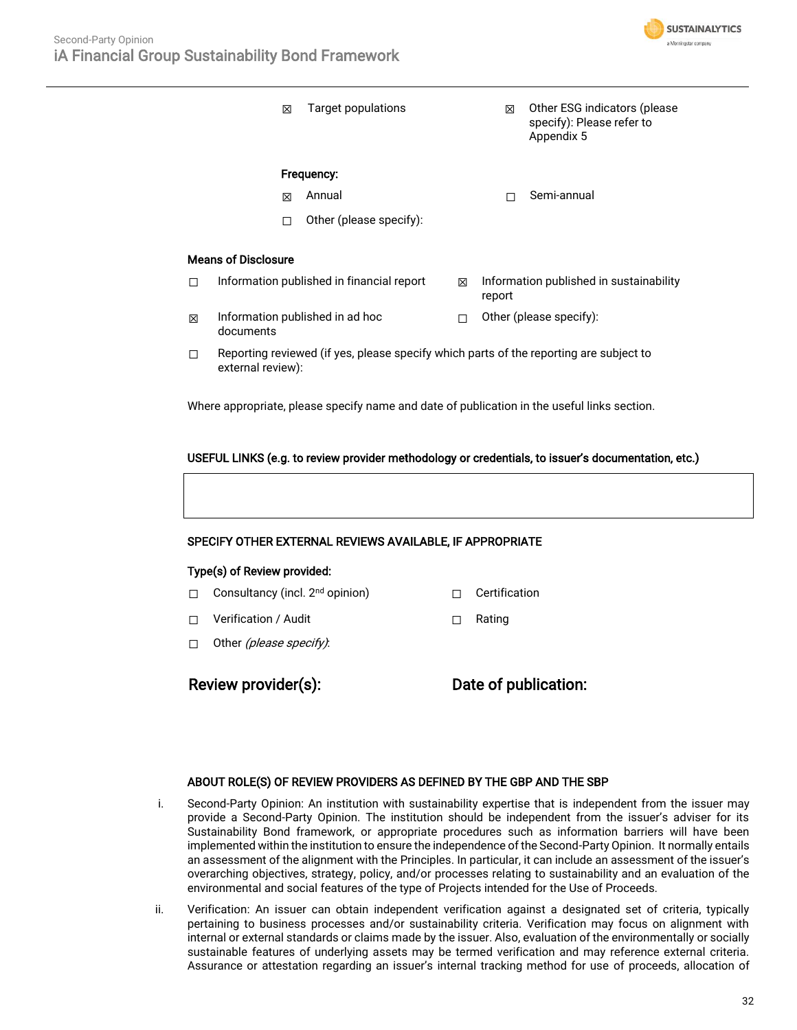☒ Target populations

☒ Other ESG indicators (please specify): Please refer to Appendix 5

**Frequency:**

☒ Annual

☐ Semi-annual

☐ Other (please specify):

**Means of Disclosure**

☐ Information published in financial report

☒ Information published in sustainability report

☒ Information published in ad hoc documents

☐ Other (please specify):

☐ Reporting reviewed (if yes, please specify which parts of the reporting are subject to external review):

Where appropriate, please specify name and date of publication in the useful links section.

**USEFUL LINKS (e.g. to review provider methodology or credentials, to issuer's documentation, etc.)**

| |
|---|
| |

**SPECIFY OTHER EXTERNAL REVIEWS AVAILABLE, IF APPROPRIATE**

**Type(s) of Review provided:**

☐ Consultancy (incl. 2nd opinion)

☐ Certification

☐ Verification / Audit

☐ Rating

☐ Other *(please specify)*:

**Review provider(s):**

**Date of publication:**

**ABOUT ROLE(S) OF REVIEW PROVIDERS AS DEFINED BY THE GBP AND THE SBP**

i. Second-Party Opinion: An institution with sustainability expertise that is independent from the issuer may provide a Second-Party Opinion. The institution should be independent from the issuer's adviser for its Sustainability Bond framework, or appropriate procedures such as information barriers will have been implemented within the institution to ensure the independence of the Second-Party Opinion. It normally entails an assessment of the alignment with the Principles. In particular, it can include an assessment of the issuer's overarching objectives, strategy, policy, and/or processes relating to sustainability and an evaluation of the environmental and social features of the type of Projects intended for the Use of Proceeds.

ii. Verification: An issuer can obtain independent verification against a designated set of criteria, typically pertaining to business processes and/or sustainability criteria. Verification may focus on alignment with internal or external standards or claims made by the issuer. Also, evaluation of the environmentally or socially sustainable features of underlying assets may be termed verification and may reference external criteria. Assurance or attestation regarding an issuer's internal tracking method for use of proceeds, allocation of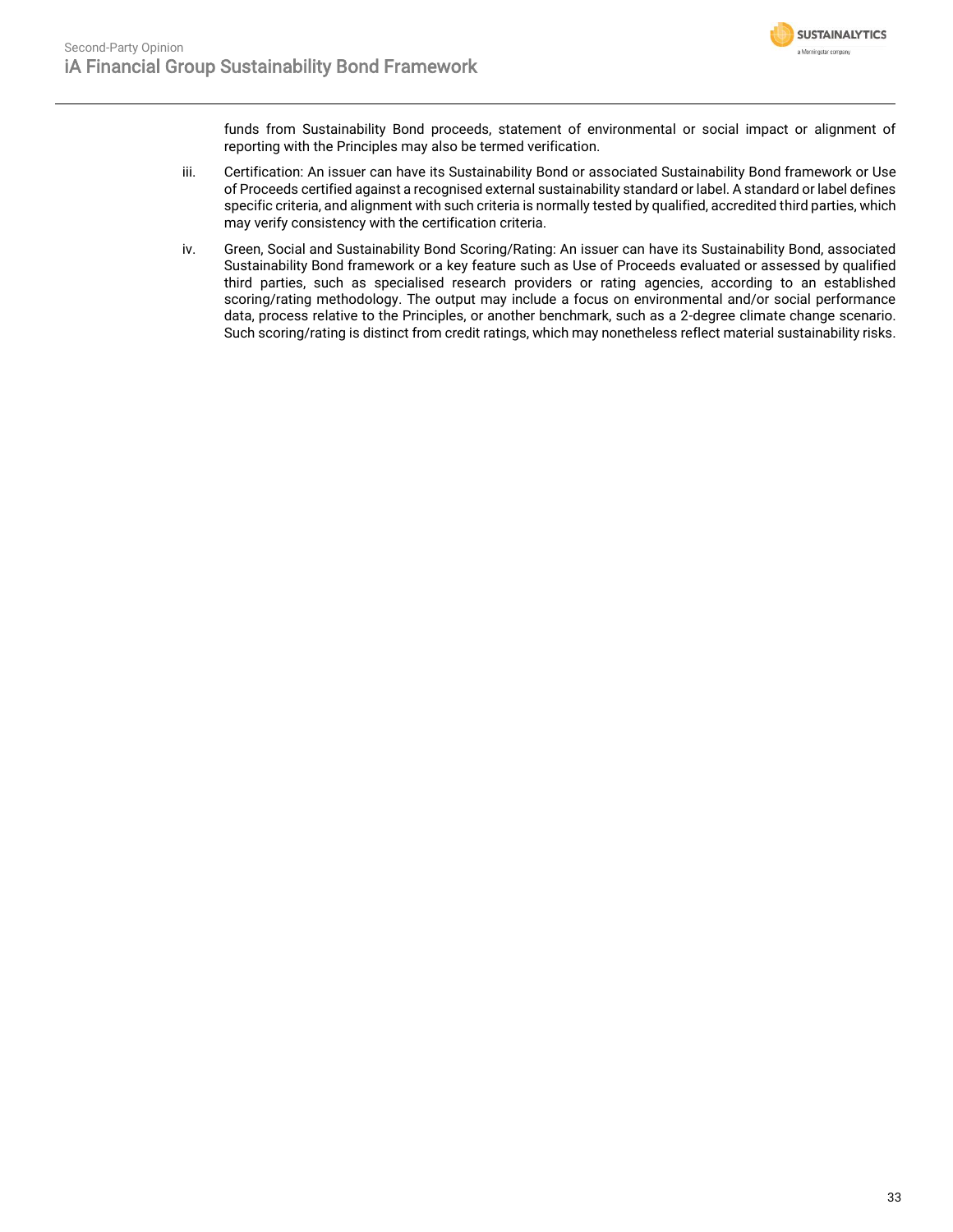funds from Sustainability Bond proceeds, statement of environmental or social impact or alignment of reporting with the Principles may also be termed verification.

iii. Certification: An issuer can have its Sustainability Bond or associated Sustainability Bond framework or Use of Proceeds certified against a recognised external sustainability standard or label. A standard or label defines specific criteria, and alignment with such criteria is normally tested by qualified, accredited third parties, which may verify consistency with the certification criteria.

iv. Green, Social and Sustainability Bond Scoring/Rating: An issuer can have its Sustainability Bond, associated Sustainability Bond framework or a key feature such as Use of Proceeds evaluated or assessed by qualified third parties, such as specialised research providers or rating agencies, according to an established scoring/rating methodology. The output may include a focus on environmental and/or social performance data, process relative to the Principles, or another benchmark, such as a 2-degree climate change scenario. Such scoring/rating is distinct from credit ratings, which may nonetheless reflect material sustainability risks.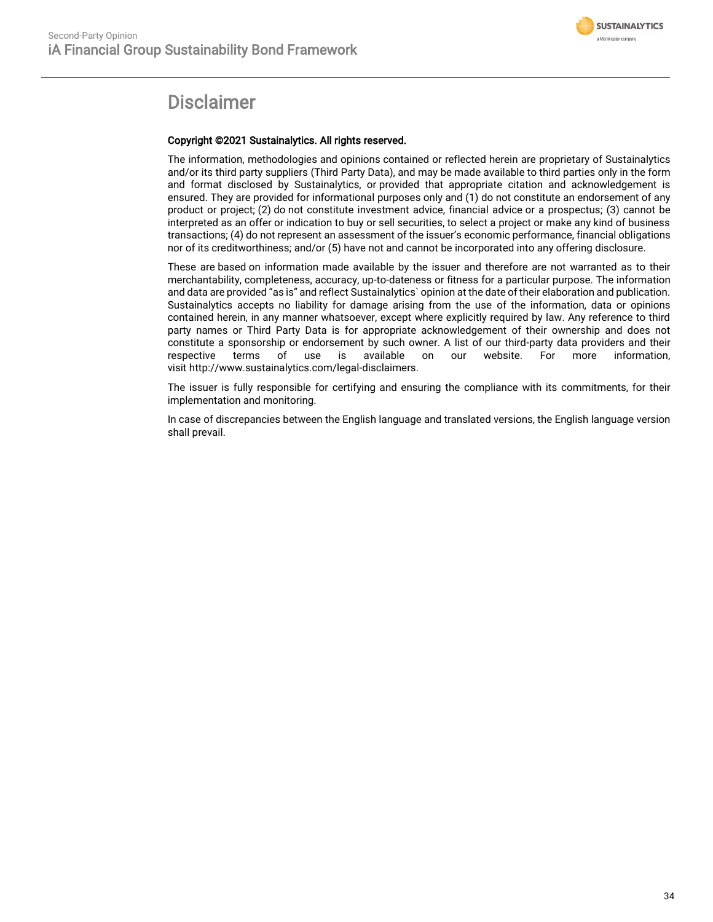# Disclaimer

**Copyright ©2021 Sustainalytics. All rights reserved.**

The information, methodologies and opinions contained or reflected herein are proprietary of Sustainalytics and/or its third party suppliers (Third Party Data), and may be made available to third parties only in the form and format disclosed by Sustainalytics, or provided that appropriate citation and acknowledgement is ensured. They are provided for informational purposes only and (1) do not constitute an endorsement of any product or project; (2) do not constitute investment advice, financial advice or a prospectus; (3) cannot be interpreted as an offer or indication to buy or sell securities, to select a project or make any kind of business transactions; (4) do not represent an assessment of the issuer's economic performance, financial obligations nor of its creditworthiness; and/or (5) have not and cannot be incorporated into any offering disclosure.

These are based on information made available by the issuer and therefore are not warranted as to their merchantability, completeness, accuracy, up-to-dateness or fitness for a particular purpose. The information and data are provided "as is" and reflect Sustainalytics` opinion at the date of their elaboration and publication. Sustainalytics accepts no liability for damage arising from the use of the information, data or opinions contained herein, in any manner whatsoever, except where explicitly required by law. Any reference to third party names or Third Party Data is for appropriate acknowledgement of their ownership and does not constitute a sponsorship or endorsement by such owner. A list of our third-party data providers and their respective terms of use is available on our website. For more information, visit http://www.sustainalytics.com/legal-disclaimers.

The issuer is fully responsible for certifying and ensuring the compliance with its commitments, for their implementation and monitoring.

In case of discrepancies between the English language and translated versions, the English language version shall prevail.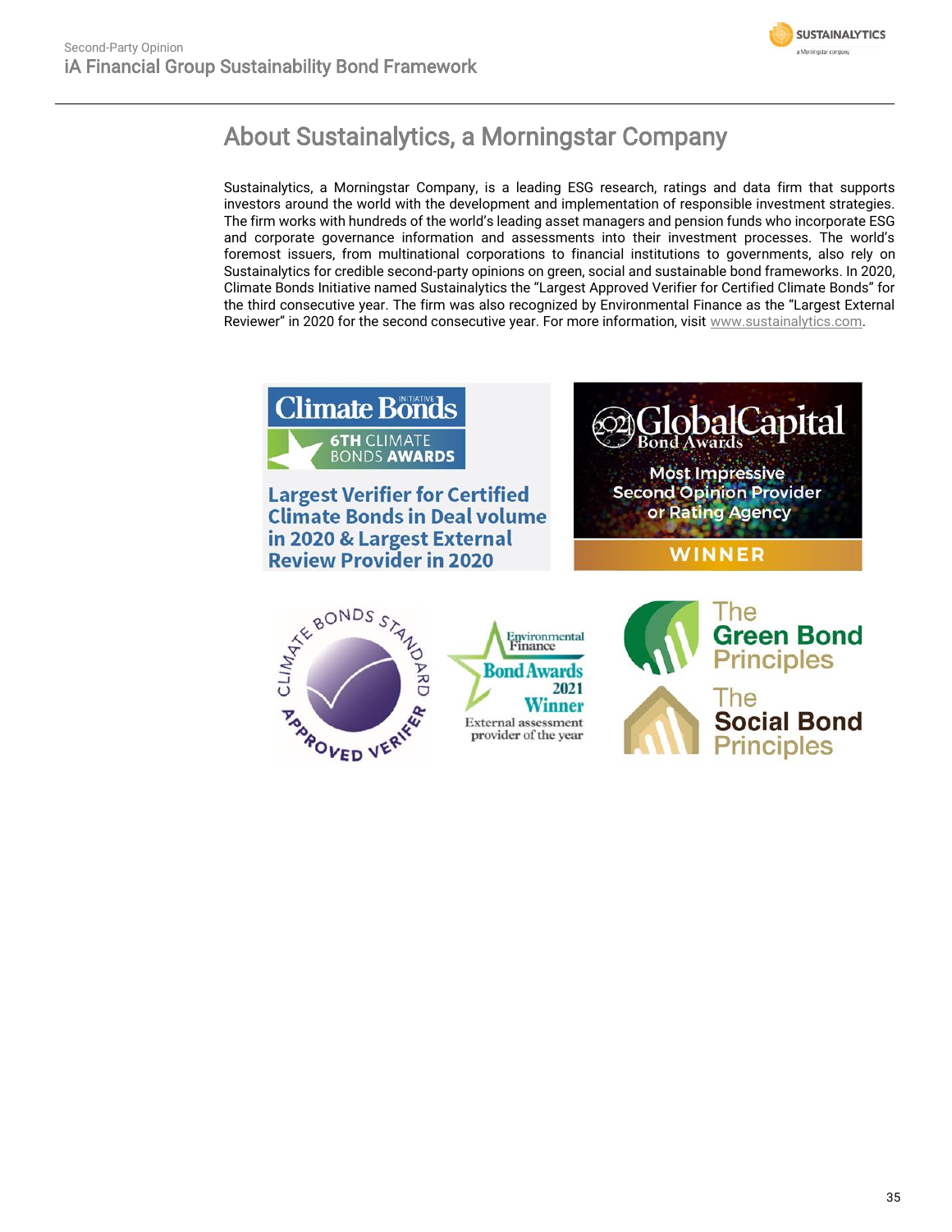# About Sustainalytics, a Morningstar Company

Sustainalytics, a Morningstar Company, is a leading ESG research, ratings and data firm that supports investors around the world with the development and implementation of responsible investment strategies. The firm works with hundreds of the world's leading asset managers and pension funds who incorporate ESG and corporate governance information and assessments into their investment processes. The world's foremost issuers, from multinational corporations to financial institutions to governments, also rely on Sustainalytics for credible second-party opinions on green, social and sustainable bond frameworks. In 2020, Climate Bonds Initiative named Sustainalytics the "Largest Approved Verifier for Certified Climate Bonds" for the third consecutive year. The firm was also recognized by Environmental Finance as the "Largest External Reviewer" in 2020 for the second consecutive year. For more information, visit www.sustainalytics.com.